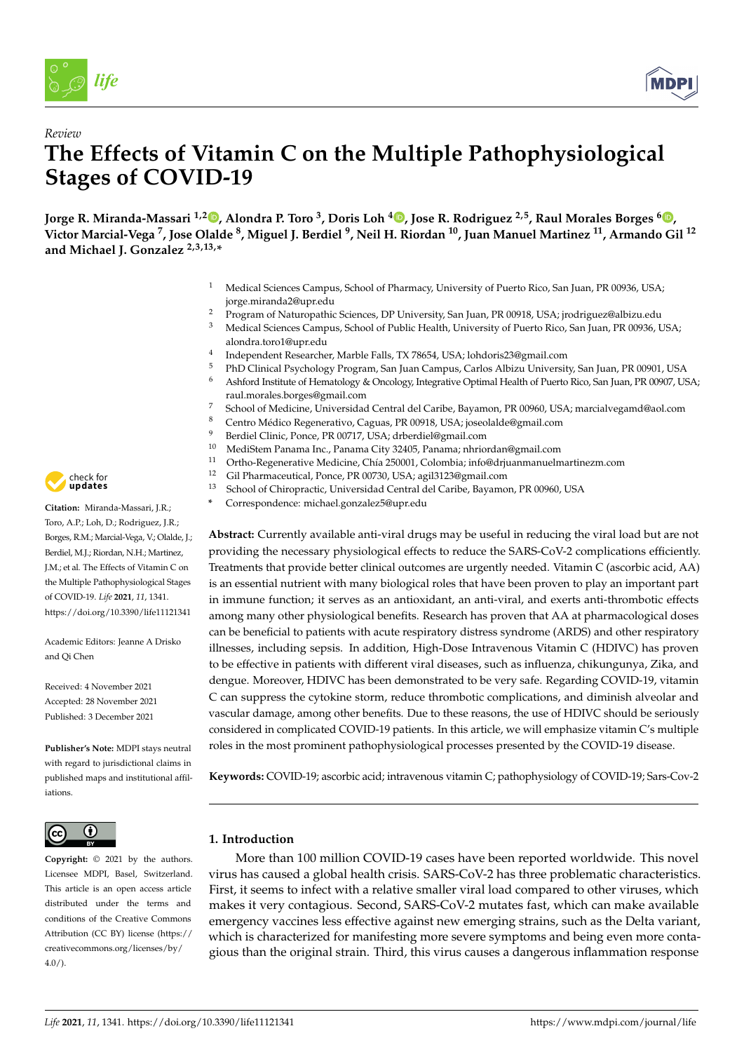*Review*

# The Effects of Vitamin C on the Multiple Pathophysiological Stages of COVID-19

**Jorge R. Miranda-Massari [1,2], Alondra P. Toro [3], Doris Loh [4], Jose R. Rodriguez [2,5], Raul Morales Borges [6], Victor Marcial-Vega [7], Jose Olalde [8], Miguel J. Berdiel [9], Neil H. Riordan [10], Juan Manuel Martinez [11], Armando Gil [12] and Michael J. Gonzalez [2,3,13,*]**

[1] Medical Sciences Campus, School of Pharmacy, University of Puerto Rico, San Juan, PR 00936, USA; jorge.miranda2@upr.edu
[2] Program of Naturopathic Sciences, DP University, San Juan, PR 00918, USA; jrodriguez@albizu.edu
[3] Medical Sciences Campus, School of Public Health, University of Puerto Rico, San Juan, PR 00936, USA; alondra.toro1@upr.edu
[4] Independent Researcher, Marble Falls, TX 78654, USA; lohdoris23@gmail.com
[5] PhD Clinical Psychology Program, San Juan Campus, Carlos Albizu University, San Juan, PR 00901, USA
[6] Ashford Institute of Hematology & Oncology, Integrative Optimal Health of Puerto Rico, San Juan, PR 00907, USA; raul.morales.borges@gmail.com
[7] School of Medicine, Universidad Central del Caribe, Bayamon, PR 00960, USA; marcialvegamd@aol.com
[8] Centro Médico Regenerativo, Caguas, PR 00918, USA; joseolalde@gmail.com
[9] Berdiel Clinic, Ponce, PR 00717, USA; drberdiel@gmail.com
[10] MediStem Panama Inc., Panama City 32405, Panama; nhriordan@gmail.com
[11] Ortho-Regenerative Medicine, Chía 250001, Colombia; info@drjuanmanuelmartinezm.com
[12] Gil Pharmaceutical, Ponce, PR 00730, USA; agil3123@gmail.com
[13] School of Chiropractic, Universidad Central del Caribe, Bayamon, PR 00960, USA
* Correspondence: michael.gonzalez5@upr.edu

**Citation:** Miranda-Massari, J.R.; Toro, A.P.; Loh, D.; Rodriguez, J.R.; Borges, R.M.; Marcial-Vega, V.; Olalde, J.; Berdiel, M.J.; Riordan, N.H.; Martinez, J.M.; et al. The Effects of Vitamin C on the Multiple Pathophysiological Stages of COVID-19. *Life* **2021**, *11*, 1341. https://doi.org/10.3390/life11121341

Academic Editors: Jeanne A Drisko and Qi Chen

Received: 4 November 2021
Accepted: 28 November 2021
Published: 3 December 2021

**Publisher's Note:** MDPI stays neutral with regard to jurisdictional claims in published maps and institutional affiliations.

**Copyright:** © 2021 by the authors. Licensee MDPI, Basel, Switzerland. This article is an open access article distributed under the terms and conditions of the Creative Commons Attribution (CC BY) license (https://creativecommons.org/licenses/by/4.0/).

**Abstract:** Currently available anti-viral drugs may be useful in reducing the viral load but are not providing the necessary physiological effects to reduce the SARS-CoV-2 complications efficiently. Treatments that provide better clinical outcomes are urgently needed. Vitamin C (ascorbic acid, AA) is an essential nutrient with many biological roles that have been proven to play an important part in immune function; it serves as an antioxidant, an anti-viral, and exerts anti-thrombotic effects among many other physiological benefits. Research has proven that AA at pharmacological doses can be beneficial to patients with acute respiratory distress syndrome (ARDS) and other respiratory illnesses, including sepsis. In addition, High-Dose Intravenous Vitamin C (HDIVC) has proven to be effective in patients with different viral diseases, such as influenza, chikungunya, Zika, and dengue. Moreover, HDIVC has been demonstrated to be very safe. Regarding COVID-19, vitamin C can suppress the cytokine storm, reduce thrombotic complications, and diminish alveolar and vascular damage, among other benefits. Due to these reasons, the use of HDIVC should be seriously considered in complicated COVID-19 patients. In this article, we will emphasize vitamin C's multiple roles in the most prominent pathophysiological processes presented by the COVID-19 disease.

**Keywords:** COVID-19; ascorbic acid; intravenous vitamin C; pathophysiology of COVID-19; Sars-Cov-2

## 1. Introduction

More than 100 million COVID-19 cases have been reported worldwide. This novel virus has caused a global health crisis. SARS-CoV-2 has three problematic characteristics. First, it seems to infect with a relative smaller viral load compared to other viruses, which makes it very contagious. Second, SARS-CoV-2 mutates fast, which can make available emergency vaccines less effective against new emerging strains, such as the Delta variant, which is characterized for manifesting more severe symptoms and being even more contagious than the original strain. Third, this virus causes a dangerous inflammation response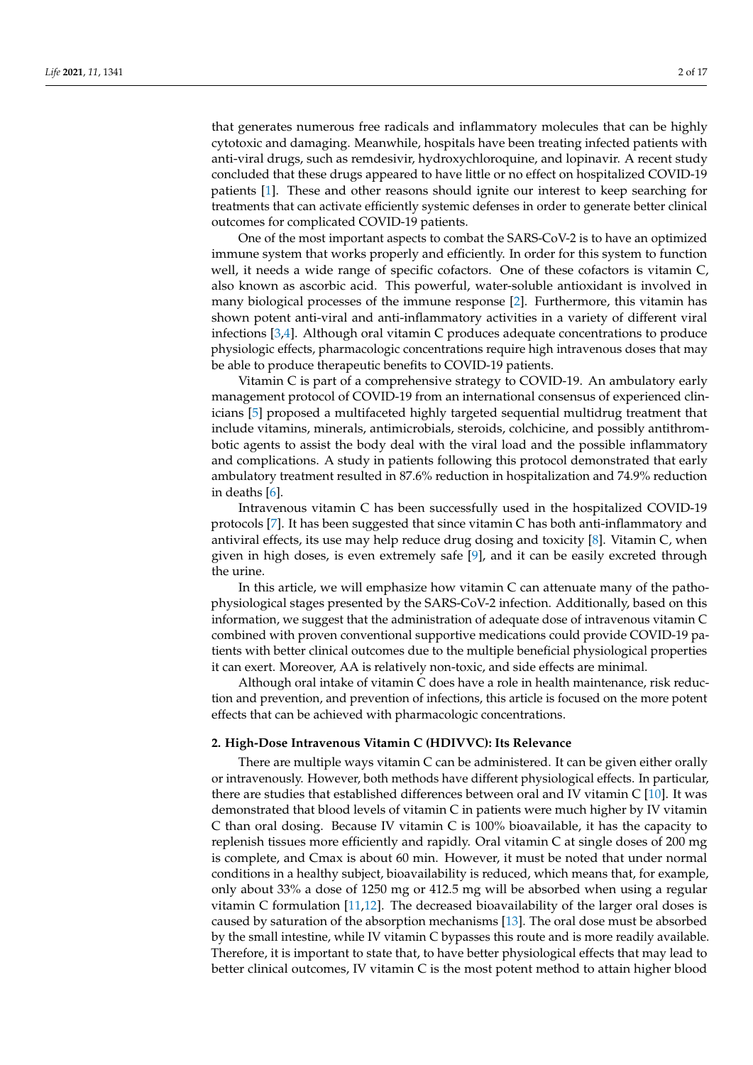that generates numerous free radicals and inflammatory molecules that can be highly cytotoxic and damaging. Meanwhile, hospitals have been treating infected patients with anti-viral drugs, such as remdesivir, hydroxychloroquine, and lopinavir. A recent study concluded that these drugs appeared to have little or no effect on hospitalized COVID-19 patients [1]. These and other reasons should ignite our interest to keep searching for treatments that can activate efficiently systemic defenses in order to generate better clinical outcomes for complicated COVID-19 patients.

One of the most important aspects to combat the SARS-CoV-2 is to have an optimized immune system that works properly and efficiently. In order for this system to function well, it needs a wide range of specific cofactors. One of these cofactors is vitamin C, also known as ascorbic acid. This powerful, water-soluble antioxidant is involved in many biological processes of the immune response [2]. Furthermore, this vitamin has shown potent anti-viral and anti-inflammatory activities in a variety of different viral infections [3,4]. Although oral vitamin C produces adequate concentrations to produce physiologic effects, pharmacologic concentrations require high intravenous doses that may be able to produce therapeutic benefits to COVID-19 patients.

Vitamin C is part of a comprehensive strategy to COVID-19. An ambulatory early management protocol of COVID-19 from an international consensus of experienced clinicians [5] proposed a multifaceted highly targeted sequential multidrug treatment that include vitamins, minerals, antimicrobials, steroids, colchicine, and possibly antithrombotic agents to assist the body deal with the viral load and the possible inflammatory and complications. A study in patients following this protocol demonstrated that early ambulatory treatment resulted in 87.6% reduction in hospitalization and 74.9% reduction in deaths [6].

Intravenous vitamin C has been successfully used in the hospitalized COVID-19 protocols [7]. It has been suggested that since vitamin C has both anti-inflammatory and antiviral effects, its use may help reduce drug dosing and toxicity [8]. Vitamin C, when given in high doses, is even extremely safe [9], and it can be easily excreted through the urine.

In this article, we will emphasize how vitamin C can attenuate many of the pathophysiological stages presented by the SARS-CoV-2 infection. Additionally, based on this information, we suggest that the administration of adequate dose of intravenous vitamin C combined with proven conventional supportive medications could provide COVID-19 patients with better clinical outcomes due to the multiple beneficial physiological properties it can exert. Moreover, AA is relatively non-toxic, and side effects are minimal.

Although oral intake of vitamin C does have a role in health maintenance, risk reduction and prevention, and prevention of infections, this article is focused on the more potent effects that can be achieved with pharmacologic concentrations.

## 2. High-Dose Intravenous Vitamin C (HDIVVC): Its Relevance

There are multiple ways vitamin C can be administered. It can be given either orally or intravenously. However, both methods have different physiological effects. In particular, there are studies that established differences between oral and IV vitamin C [10]. It was demonstrated that blood levels of vitamin C in patients were much higher by IV vitamin C than oral dosing. Because IV vitamin C is 100% bioavailable, it has the capacity to replenish tissues more efficiently and rapidly. Oral vitamin C at single doses of 200 mg is complete, and Cmax is about 60 min. However, it must be noted that under normal conditions in a healthy subject, bioavailability is reduced, which means that, for example, only about 33% a dose of 1250 mg or 412.5 mg will be absorbed when using a regular vitamin C formulation [11,12]. The decreased bioavailability of the larger oral doses is caused by saturation of the absorption mechanisms [13]. The oral dose must be absorbed by the small intestine, while IV vitamin C bypasses this route and is more readily available. Therefore, it is important to state that, to have better physiological effects that may lead to better clinical outcomes, IV vitamin C is the most potent method to attain higher blood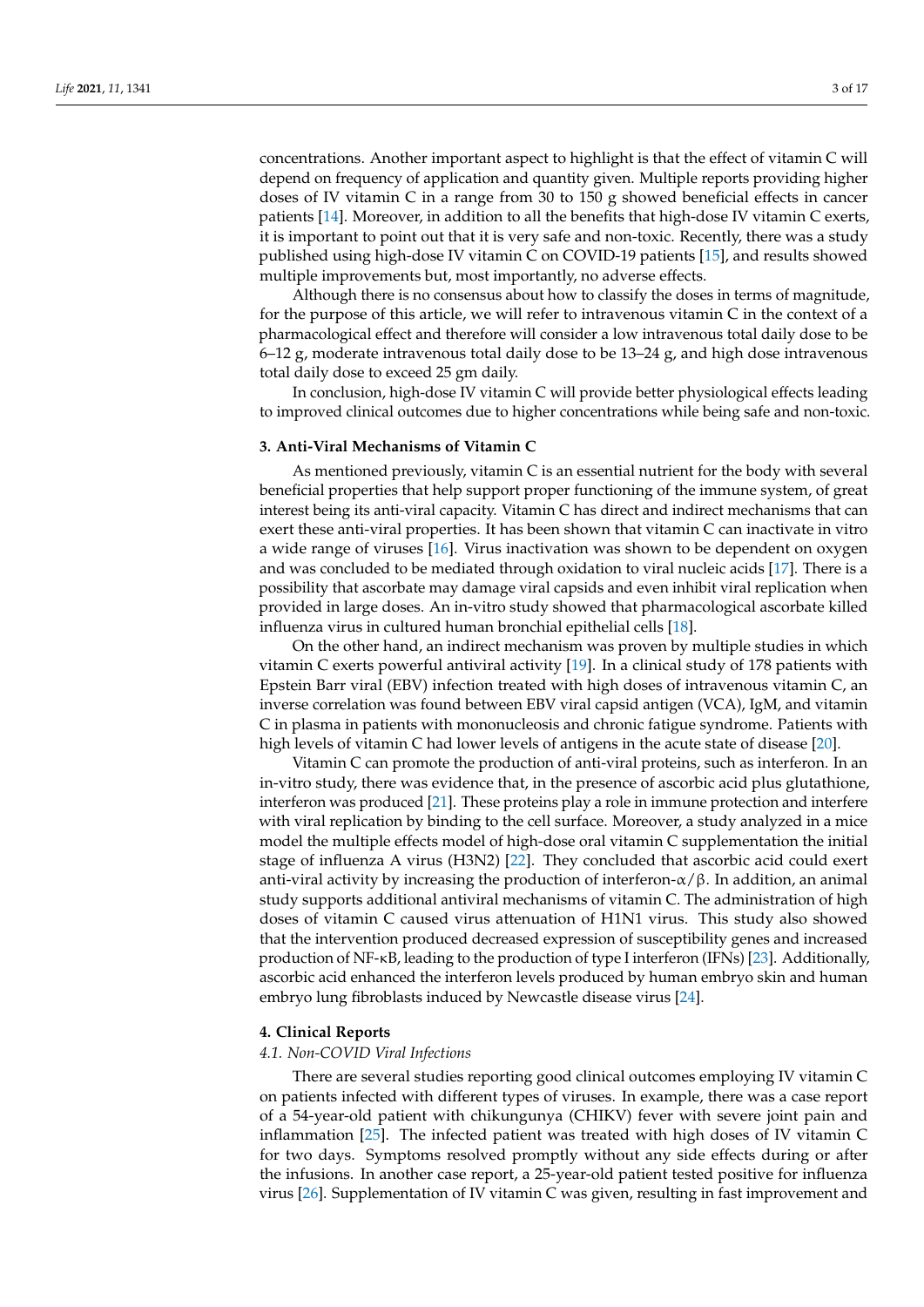concentrations. Another important aspect to highlight is that the effect of vitamin C will depend on frequency of application and quantity given. Multiple reports providing higher doses of IV vitamin C in a range from 30 to 150 g showed beneficial effects in cancer patients [14]. Moreover, in addition to all the benefits that high-dose IV vitamin C exerts, it is important to point out that it is very safe and non-toxic. Recently, there was a study published using high-dose IV vitamin C on COVID-19 patients [15], and results showed multiple improvements but, most importantly, no adverse effects.

Although there is no consensus about how to classify the doses in terms of magnitude, for the purpose of this article, we will refer to intravenous vitamin C in the context of a pharmacological effect and therefore will consider a low intravenous total daily dose to be 6–12 g, moderate intravenous total daily dose to be 13–24 g, and high dose intravenous total daily dose to exceed 25 gm daily.

In conclusion, high-dose IV vitamin C will provide better physiological effects leading to improved clinical outcomes due to higher concentrations while being safe and non-toxic.

## 3. Anti-Viral Mechanisms of Vitamin C

As mentioned previously, vitamin C is an essential nutrient for the body with several beneficial properties that help support proper functioning of the immune system, of great interest being its anti-viral capacity. Vitamin C has direct and indirect mechanisms that can exert these anti-viral properties. It has been shown that vitamin C can inactivate in vitro a wide range of viruses [16]. Virus inactivation was shown to be dependent on oxygen and was concluded to be mediated through oxidation to viral nucleic acids [17]. There is a possibility that ascorbate may damage viral capsids and even inhibit viral replication when provided in large doses. An in-vitro study showed that pharmacological ascorbate killed influenza virus in cultured human bronchial epithelial cells [18].

On the other hand, an indirect mechanism was proven by multiple studies in which vitamin C exerts powerful antiviral activity [19]. In a clinical study of 178 patients with Epstein Barr viral (EBV) infection treated with high doses of intravenous vitamin C, an inverse correlation was found between EBV viral capsid antigen (VCA), IgM, and vitamin C in plasma in patients with mononucleosis and chronic fatigue syndrome. Patients with high levels of vitamin C had lower levels of antigens in the acute state of disease [20].

Vitamin C can promote the production of anti-viral proteins, such as interferon. In an in-vitro study, there was evidence that, in the presence of ascorbic acid plus glutathione, interferon was produced [21]. These proteins play a role in immune protection and interfere with viral replication by binding to the cell surface. Moreover, a study analyzed in a mice model the multiple effects model of high-dose oral vitamin C supplementation the initial stage of influenza A virus (H3N2) [22]. They concluded that ascorbic acid could exert anti-viral activity by increasing the production of interferon-$\alpha/\beta$. In addition, an animal study supports additional antiviral mechanisms of vitamin C. The administration of high doses of vitamin C caused virus attenuation of H1N1 virus. This study also showed that the intervention produced decreased expression of susceptibility genes and increased production of NF-$\kappa$B, leading to the production of type I interferon (IFNs) [23]. Additionally, ascorbic acid enhanced the interferon levels produced by human embryo skin and human embryo lung fibroblasts induced by Newcastle disease virus [24].

## 4. Clinical Reports

### *4.1. Non-COVID Viral Infections*

There are several studies reporting good clinical outcomes employing IV vitamin C on patients infected with different types of viruses. In example, there was a case report of a 54-year-old patient with chikungunya (CHIKV) fever with severe joint pain and inflammation [25]. The infected patient was treated with high doses of IV vitamin C for two days. Symptoms resolved promptly without any side effects during or after the infusions. In another case report, a 25-year-old patient tested positive for influenza virus [26]. Supplementation of IV vitamin C was given, resulting in fast improvement and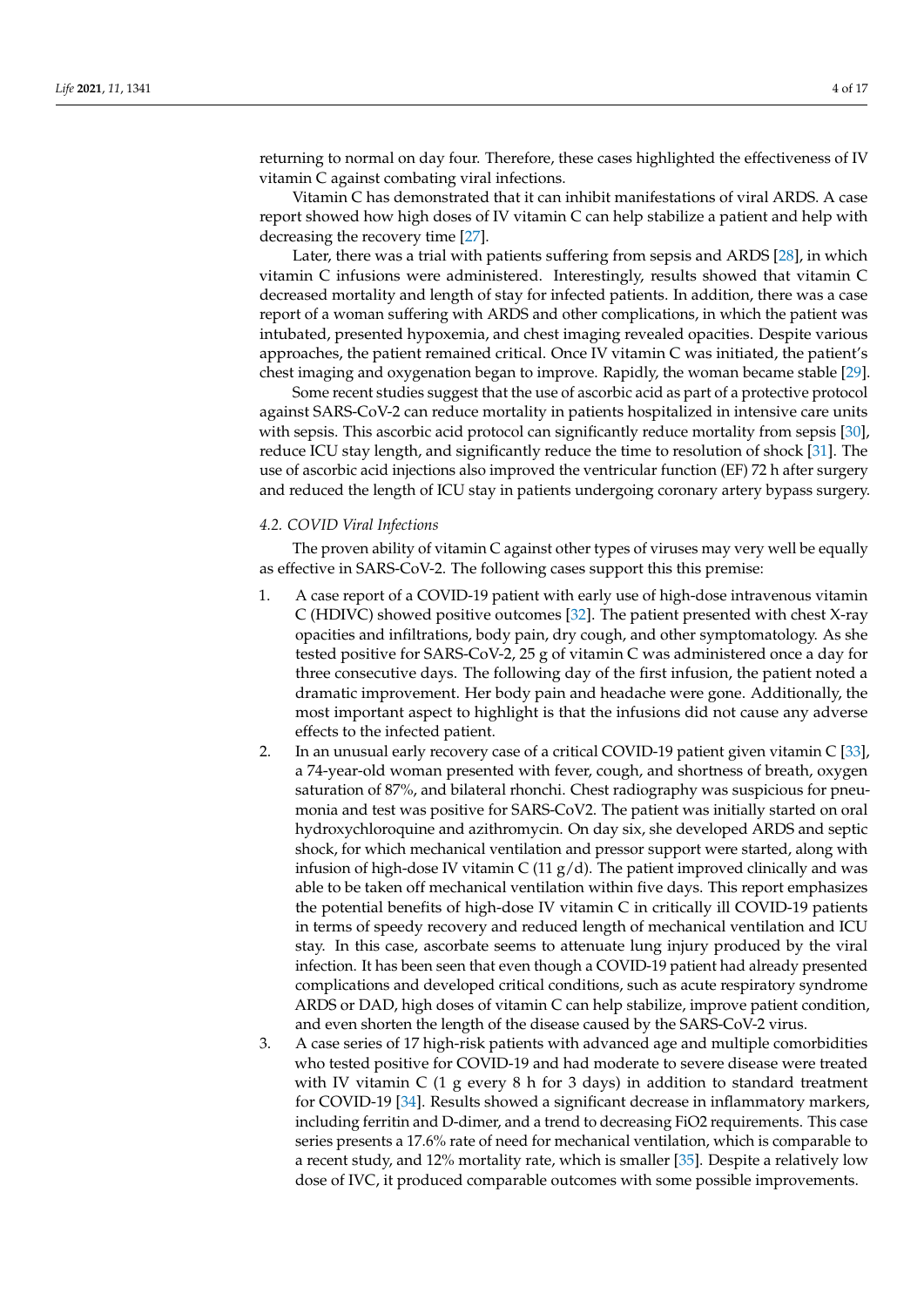returning to normal on day four. Therefore, these cases highlighted the effectiveness of IV vitamin C against combating viral infections.

Vitamin C has demonstrated that it can inhibit manifestations of viral ARDS. A case report showed how high doses of IV vitamin C can help stabilize a patient and help with decreasing the recovery time [27].

Later, there was a trial with patients suffering from sepsis and ARDS [28], in which vitamin C infusions were administered. Interestingly, results showed that vitamin C decreased mortality and length of stay for infected patients. In addition, there was a case report of a woman suffering with ARDS and other complications, in which the patient was intubated, presented hypoxemia, and chest imaging revealed opacities. Despite various approaches, the patient remained critical. Once IV vitamin C was initiated, the patient's chest imaging and oxygenation began to improve. Rapidly, the woman became stable [29].

Some recent studies suggest that the use of ascorbic acid as part of a protective protocol against SARS-CoV-2 can reduce mortality in patients hospitalized in intensive care units with sepsis. This ascorbic acid protocol can significantly reduce mortality from sepsis [30], reduce ICU stay length, and significantly reduce the time to resolution of shock [31]. The use of ascorbic acid injections also improved the ventricular function (EF) 72 h after surgery and reduced the length of ICU stay in patients undergoing coronary artery bypass surgery.

### *4.2. COVID Viral Infections*

The proven ability of vitamin C against other types of viruses may very well be equally as effective in SARS-CoV-2. The following cases support this this premise:

1. A case report of a COVID-19 patient with early use of high-dose intravenous vitamin C (HDIVC) showed positive outcomes [32]. The patient presented with chest X-ray opacities and infiltrations, body pain, dry cough, and other symptomatology. As she tested positive for SARS-CoV-2, 25 g of vitamin C was administered once a day for three consecutive days. The following day of the first infusion, the patient noted a dramatic improvement. Her body pain and headache were gone. Additionally, the most important aspect to highlight is that the infusions did not cause any adverse effects to the infected patient.
2. In an unusual early recovery case of a critical COVID-19 patient given vitamin C [33], a 74-year-old woman presented with fever, cough, and shortness of breath, oxygen saturation of 87%, and bilateral rhonchi. Chest radiography was suspicious for pneumonia and test was positive for SARS-CoV2. The patient was initially started on oral hydroxychloroquine and azithromycin. On day six, she developed ARDS and septic shock, for which mechanical ventilation and pressor support were started, along with infusion of high-dose IV vitamin C (11 g/d). The patient improved clinically and was able to be taken off mechanical ventilation within five days. This report emphasizes the potential benefits of high-dose IV vitamin C in critically ill COVID-19 patients in terms of speedy recovery and reduced length of mechanical ventilation and ICU stay. In this case, ascorbate seems to attenuate lung injury produced by the viral infection. It has been seen that even though a COVID-19 patient had already presented complications and developed critical conditions, such as acute respiratory syndrome ARDS or DAD, high doses of vitamin C can help stabilize, improve patient condition, and even shorten the length of the disease caused by the SARS-CoV-2 virus.
3. A case series of 17 high-risk patients with advanced age and multiple comorbidities who tested positive for COVID-19 and had moderate to severe disease were treated with IV vitamin C (1 g every 8 h for 3 days) in addition to standard treatment for COVID-19 [34]. Results showed a significant decrease in inflammatory markers, including ferritin and D-dimer, and a trend to decreasing FiO2 requirements. This case series presents a 17.6% rate of need for mechanical ventilation, which is comparable to a recent study, and 12% mortality rate, which is smaller [35]. Despite a relatively low dose of IVC, it produced comparable outcomes with some possible improvements.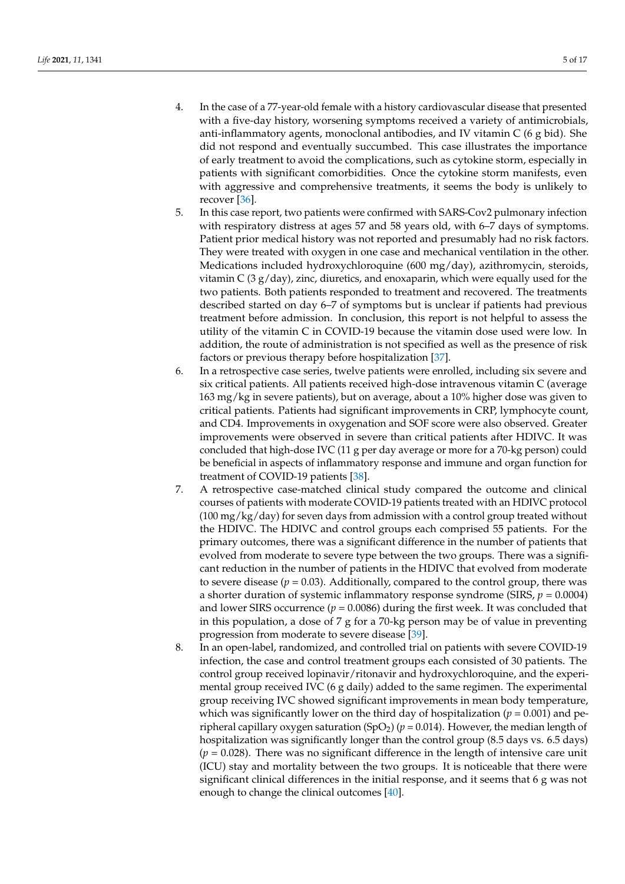4. In the case of a 77-year-old female with a history cardiovascular disease that presented with a five-day history, worsening symptoms received a variety of antimicrobials, anti-inflammatory agents, monoclonal antibodies, and IV vitamin C (6 g bid). She did not respond and eventually succumbed. This case illustrates the importance of early treatment to avoid the complications, such as cytokine storm, especially in patients with significant comorbidities. Once the cytokine storm manifests, even with aggressive and comprehensive treatments, it seems the body is unlikely to recover [36].
5. In this case report, two patients were confirmed with SARS-Cov2 pulmonary infection with respiratory distress at ages 57 and 58 years old, with 6–7 days of symptoms. Patient prior medical history was not reported and presumably had no risk factors. They were treated with oxygen in one case and mechanical ventilation in the other. Medications included hydroxychloroquine (600 mg/day), azithromycin, steroids, vitamin C (3 g/day), zinc, diuretics, and enoxaparin, which were equally used for the two patients. Both patients responded to treatment and recovered. The treatments described started on day 6–7 of symptoms but is unclear if patients had previous treatment before admission. In conclusion, this report is not helpful to assess the utility of the vitamin C in COVID-19 because the vitamin dose used were low. In addition, the route of administration is not specified as well as the presence of risk factors or previous therapy before hospitalization [37].
6. In a retrospective case series, twelve patients were enrolled, including six severe and six critical patients. All patients received high-dose intravenous vitamin C (average 163 mg/kg in severe patients), but on average, about a 10% higher dose was given to critical patients. Patients had significant improvements in CRP, lymphocyte count, and CD4. Improvements in oxygenation and SOF score were also observed. Greater improvements were observed in severe than critical patients after HDIVC. It was concluded that high-dose IVC (11 g per day average or more for a 70-kg person) could be beneficial in aspects of inflammatory response and immune and organ function for treatment of COVID-19 patients [38].
7. A retrospective case-matched clinical study compared the outcome and clinical courses of patients with moderate COVID-19 patients treated with an HDIVC protocol (100 mg/kg/day) for seven days from admission with a control group treated without the HDIVC. The HDIVC and control groups each comprised 55 patients. For the primary outcomes, there was a significant difference in the number of patients that evolved from moderate to severe type between the two groups. There was a significant reduction in the number of patients in the HDIVC that evolved from moderate to severe disease ($p = 0.03$). Additionally, compared to the control group, there was a shorter duration of systemic inflammatory response syndrome (SIRS, $p = 0.0004$) and lower SIRS occurrence ($p = 0.0086$) during the first week. It was concluded that in this population, a dose of 7 g for a 70-kg person may be of value in preventing progression from moderate to severe disease [39].
8. In an open-label, randomized, and controlled trial on patients with severe COVID-19 infection, the case and control treatment groups each consisted of 30 patients. The control group received lopinavir/ritonavir and hydroxychloroquine, and the experimental group received IVC (6 g daily) added to the same regimen. The experimental group receiving IVC showed significant improvements in mean body temperature, which was significantly lower on the third day of hospitalization ($p = 0.001$) and peripheral capillary oxygen saturation ($SpO_2$) ($p = 0.014$). However, the median length of hospitalization was significantly longer than the control group (8.5 days vs. 6.5 days) ($p = 0.028$). There was no significant difference in the length of intensive care unit (ICU) stay and mortality between the two groups. It is noticeable that there were significant clinical differences in the initial response, and it seems that 6 g was not enough to change the clinical outcomes [40].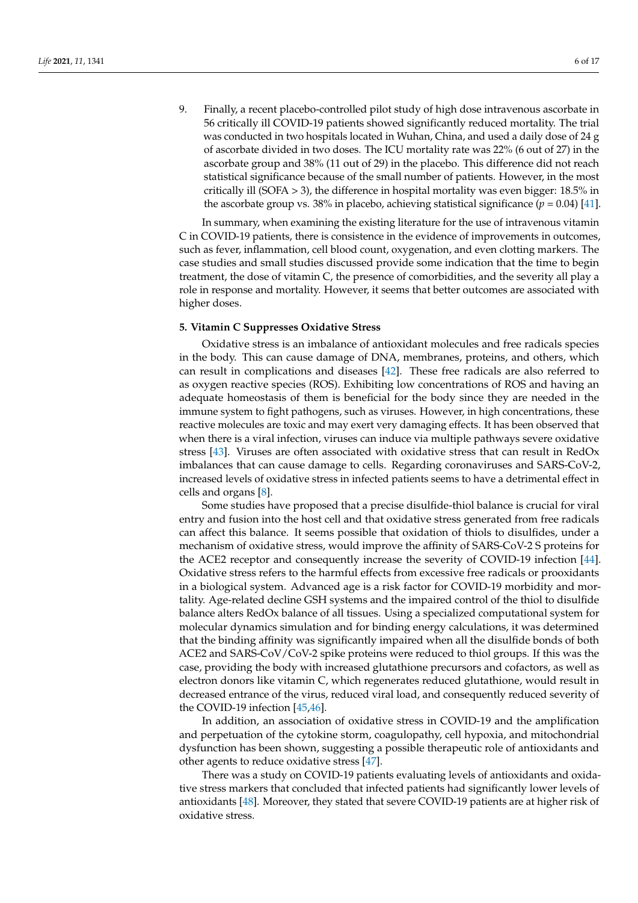9. Finally, a recent placebo-controlled pilot study of high dose intravenous ascorbate in 56 critically ill COVID-19 patients showed significantly reduced mortality. The trial was conducted in two hospitals located in Wuhan, China, and used a daily dose of 24 g of ascorbate divided in two doses. The ICU mortality rate was 22% (6 out of 27) in the ascorbate group and 38% (11 out of 29) in the placebo. This difference did not reach statistical significance because of the small number of patients. However, in the most critically ill (SOFA > 3), the difference in hospital mortality was even bigger: 18.5% in the ascorbate group vs. 38% in placebo, achieving statistical significance ($p = 0.04$) [41].

In summary, when examining the existing literature for the use of intravenous vitamin C in COVID-19 patients, there is consistence in the evidence of improvements in outcomes, such as fever, inflammation, cell blood count, oxygenation, and even clotting markers. The case studies and small studies discussed provide some indication that the time to begin treatment, the dose of vitamin C, the presence of comorbidities, and the severity all play a role in response and mortality. However, it seems that better outcomes are associated with higher doses.

## 5. Vitamin C Suppresses Oxidative Stress

Oxidative stress is an imbalance of antioxidant molecules and free radicals species in the body. This can cause damage of DNA, membranes, proteins, and others, which can result in complications and diseases [42]. These free radicals are also referred to as oxygen reactive species (ROS). Exhibiting low concentrations of ROS and having an adequate homeostasis of them is beneficial for the body since they are needed in the immune system to fight pathogens, such as viruses. However, in high concentrations, these reactive molecules are toxic and may exert very damaging effects. It has been observed that when there is a viral infection, viruses can induce via multiple pathways severe oxidative stress [43]. Viruses are often associated with oxidative stress that can result in RedOx imbalances that can cause damage to cells. Regarding coronaviruses and SARS-CoV-2, increased levels of oxidative stress in infected patients seems to have a detrimental effect in cells and organs [8].

Some studies have proposed that a precise disulfide-thiol balance is crucial for viral entry and fusion into the host cell and that oxidative stress generated from free radicals can affect this balance. It seems possible that oxidation of thiols to disulfides, under a mechanism of oxidative stress, would improve the affinity of SARS-CoV-2 S proteins for the ACE2 receptor and consequently increase the severity of COVID-19 infection [44]. Oxidative stress refers to the harmful effects from excessive free radicals or prooxidants in a biological system. Advanced age is a risk factor for COVID-19 morbidity and mortality. Age-related decline GSH systems and the impaired control of the thiol to disulfide balance alters RedOx balance of all tissues. Using a specialized computational system for molecular dynamics simulation and for binding energy calculations, it was determined that the binding affinity was significantly impaired when all the disulfide bonds of both ACE2 and SARS-CoV/CoV-2 spike proteins were reduced to thiol groups. If this was the case, providing the body with increased glutathione precursors and cofactors, as well as electron donors like vitamin C, which regenerates reduced glutathione, would result in decreased entrance of the virus, reduced viral load, and consequently reduced severity of the COVID-19 infection [45,46].

In addition, an association of oxidative stress in COVID-19 and the amplification and perpetuation of the cytokine storm, coagulopathy, cell hypoxia, and mitochondrial dysfunction has been shown, suggesting a possible therapeutic role of antioxidants and other agents to reduce oxidative stress [47].

There was a study on COVID-19 patients evaluating levels of antioxidants and oxidative stress markers that concluded that infected patients had significantly lower levels of antioxidants [48]. Moreover, they stated that severe COVID-19 patients are at higher risk of oxidative stress.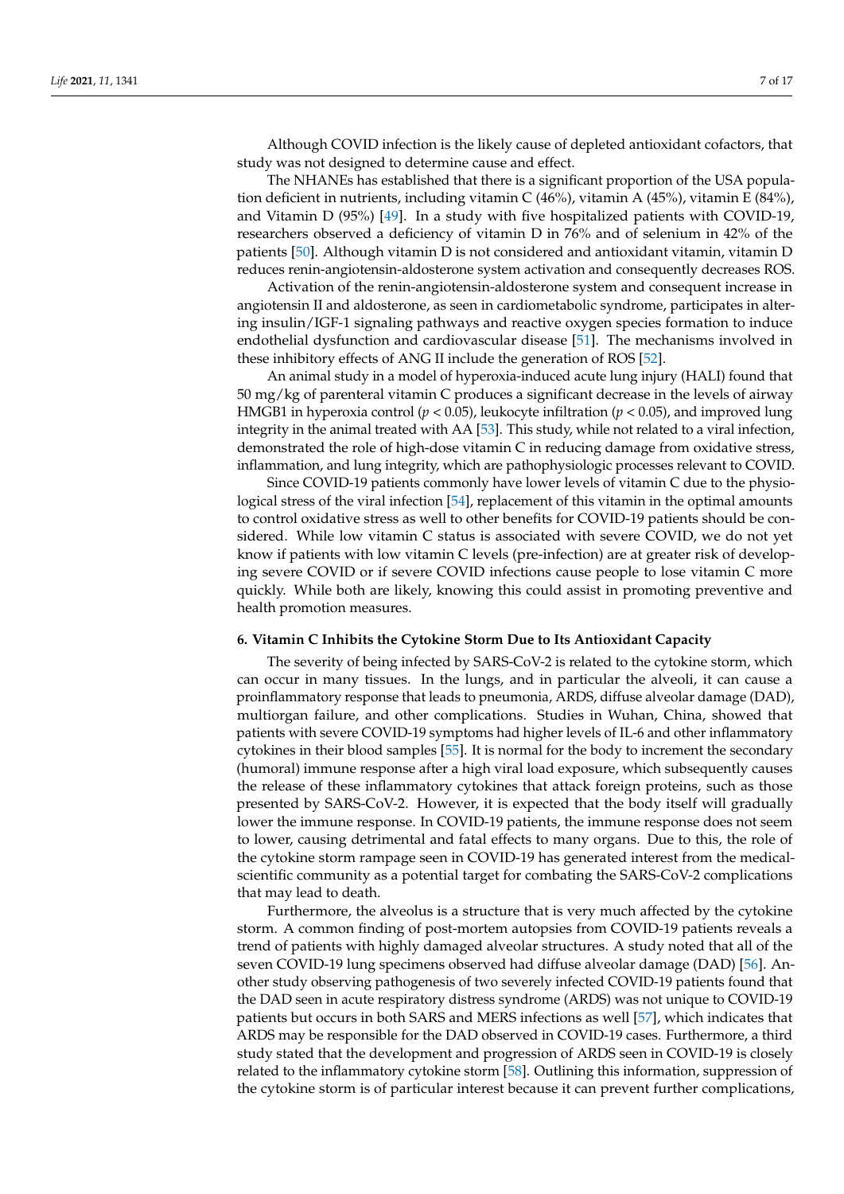Although COVID infection is the likely cause of depleted antioxidant cofactors, that study was not designed to determine cause and effect.

The NHANEs has established that there is a significant proportion of the USA population deficient in nutrients, including vitamin C (46%), vitamin A (45%), vitamin E (84%), and Vitamin D (95%) [49]. In a study with five hospitalized patients with COVID-19, researchers observed a deficiency of vitamin D in 76% and of selenium in 42% of the patients [50]. Although vitamin D is not considered and antioxidant vitamin, vitamin D reduces renin-angiotensin-aldosterone system activation and consequently decreases ROS.

Activation of the renin-angiotensin-aldosterone system and consequent increase in angiotensin II and aldosterone, as seen in cardiometabolic syndrome, participates in altering insulin/IGF-1 signaling pathways and reactive oxygen species formation to induce endothelial dysfunction and cardiovascular disease [51]. The mechanisms involved in these inhibitory effects of ANG II include the generation of ROS [52].

An animal study in a model of hyperoxia-induced acute lung injury (HALI) found that 50 mg/kg of parenteral vitamin C produces a significant decrease in the levels of airway HMGB1 in hyperoxia control ($p < 0.05$), leukocyte infiltration ($p < 0.05$), and improved lung integrity in the animal treated with AA [53]. This study, while not related to a viral infection, demonstrated the role of high-dose vitamin C in reducing damage from oxidative stress, inflammation, and lung integrity, which are pathophysiologic processes relevant to COVID.

Since COVID-19 patients commonly have lower levels of vitamin C due to the physiological stress of the viral infection [54], replacement of this vitamin in the optimal amounts to control oxidative stress as well to other benefits for COVID-19 patients should be considered. While low vitamin C status is associated with severe COVID, we do not yet know if patients with low vitamin C levels (pre-infection) are at greater risk of developing severe COVID or if severe COVID infections cause people to lose vitamin C more quickly. While both are likely, knowing this could assist in promoting preventive and health promotion measures.

## 6. Vitamin C Inhibits the Cytokine Storm Due to Its Antioxidant Capacity

The severity of being infected by SARS-CoV-2 is related to the cytokine storm, which can occur in many tissues. In the lungs, and in particular the alveoli, it can cause a proinflammatory response that leads to pneumonia, ARDS, diffuse alveolar damage (DAD), multiorgan failure, and other complications. Studies in Wuhan, China, showed that patients with severe COVID-19 symptoms had higher levels of IL-6 and other inflammatory cytokines in their blood samples [55]. It is normal for the body to increment the secondary (humoral) immune response after a high viral load exposure, which subsequently causes the release of these inflammatory cytokines that attack foreign proteins, such as those presented by SARS-CoV-2. However, it is expected that the body itself will gradually lower the immune response. In COVID-19 patients, the immune response does not seem to lower, causing detrimental and fatal effects to many organs. Due to this, the role of the cytokine storm rampage seen in COVID-19 has generated interest from the medical-scientific community as a potential target for combating the SARS-CoV-2 complications that may lead to death.

Furthermore, the alveolus is a structure that is very much affected by the cytokine storm. A common finding of post-mortem autopsies from COVID-19 patients reveals a trend of patients with highly damaged alveolar structures. A study noted that all of the seven COVID-19 lung specimens observed had diffuse alveolar damage (DAD) [56]. Another study observing pathogenesis of two severely infected COVID-19 patients found that the DAD seen in acute respiratory distress syndrome (ARDS) was not unique to COVID-19 patients but occurs in both SARS and MERS infections as well [57], which indicates that ARDS may be responsible for the DAD observed in COVID-19 cases. Furthermore, a third study stated that the development and progression of ARDS seen in COVID-19 is closely related to the inflammatory cytokine storm [58]. Outlining this information, suppression of the cytokine storm is of particular interest because it can prevent further complications,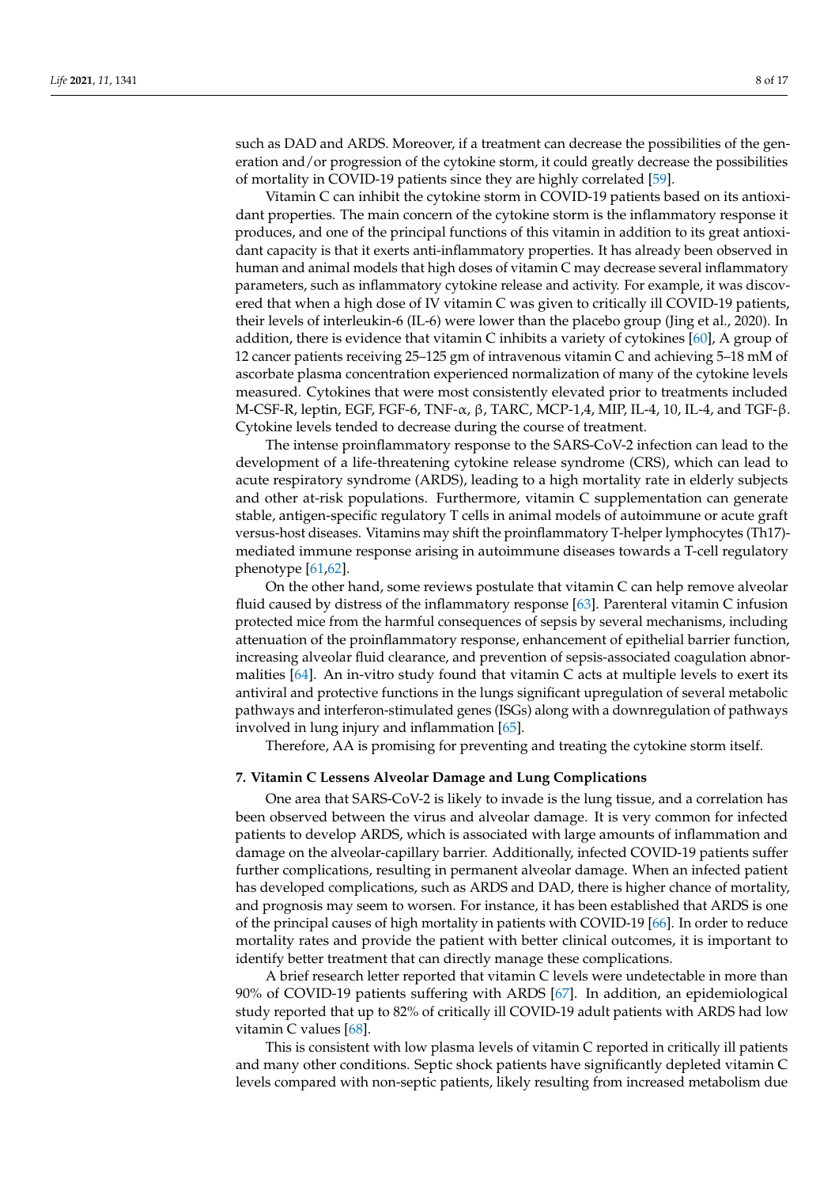such as DAD and ARDS. Moreover, if a treatment can decrease the possibilities of the generation and/or progression of the cytokine storm, it could greatly decrease the possibilities of mortality in COVID-19 patients since they are highly correlated [59].

Vitamin C can inhibit the cytokine storm in COVID-19 patients based on its antioxidant properties. The main concern of the cytokine storm is the inflammatory response it produces, and one of the principal functions of this vitamin in addition to its great antioxidant capacity is that it exerts anti-inflammatory properties. It has already been observed in human and animal models that high doses of vitamin C may decrease several inflammatory parameters, such as inflammatory cytokine release and activity. For example, it was discovered that when a high dose of IV vitamin C was given to critically ill COVID-19 patients, their levels of interleukin-6 (IL-6) were lower than the placebo group (Jing et al., 2020). In addition, there is evidence that vitamin C inhibits a variety of cytokines [60], A group of 12 cancer patients receiving 25–125 gm of intravenous vitamin C and achieving 5–18 mM of ascorbate plasma concentration experienced normalization of many of the cytokine levels measured. Cytokines that were most consistently elevated prior to treatments included M-CSF-R, leptin, EGF, FGF-6, TNF-α, β, TARC, MCP-1,4, MIP, IL-4, 10, IL-4, and TGF-β. Cytokine levels tended to decrease during the course of treatment.

The intense proinflammatory response to the SARS-CoV-2 infection can lead to the development of a life-threatening cytokine release syndrome (CRS), which can lead to acute respiratory syndrome (ARDS), leading to a high mortality rate in elderly subjects and other at-risk populations. Furthermore, vitamin C supplementation can generate stable, antigen-specific regulatory T cells in animal models of autoimmune or acute graft versus-host diseases. Vitamins may shift the proinflammatory T-helper lymphocytes (Th17)-mediated immune response arising in autoimmune diseases towards a T-cell regulatory phenotype [61,62].

On the other hand, some reviews postulate that vitamin C can help remove alveolar fluid caused by distress of the inflammatory response [63]. Parenteral vitamin C infusion protected mice from the harmful consequences of sepsis by several mechanisms, including attenuation of the proinflammatory response, enhancement of epithelial barrier function, increasing alveolar fluid clearance, and prevention of sepsis-associated coagulation abnormalities [64]. An in-vitro study found that vitamin C acts at multiple levels to exert its antiviral and protective functions in the lungs significant upregulation of several metabolic pathways and interferon-stimulated genes (ISGs) along with a downregulation of pathways involved in lung injury and inflammation [65].

Therefore, AA is promising for preventing and treating the cytokine storm itself.

## 7. Vitamin C Lessens Alveolar Damage and Lung Complications

One area that SARS-CoV-2 is likely to invade is the lung tissue, and a correlation has been observed between the virus and alveolar damage. It is very common for infected patients to develop ARDS, which is associated with large amounts of inflammation and damage on the alveolar-capillary barrier. Additionally, infected COVID-19 patients suffer further complications, resulting in permanent alveolar damage. When an infected patient has developed complications, such as ARDS and DAD, there is higher chance of mortality, and prognosis may seem to worsen. For instance, it has been established that ARDS is one of the principal causes of high mortality in patients with COVID-19 [66]. In order to reduce mortality rates and provide the patient with better clinical outcomes, it is important to identify better treatment that can directly manage these complications.

A brief research letter reported that vitamin C levels were undetectable in more than 90% of COVID-19 patients suffering with ARDS [67]. In addition, an epidemiological study reported that up to 82% of critically ill COVID-19 adult patients with ARDS had low vitamin C values [68].

This is consistent with low plasma levels of vitamin C reported in critically ill patients and many other conditions. Septic shock patients have significantly depleted vitamin C levels compared with non-septic patients, likely resulting from increased metabolism due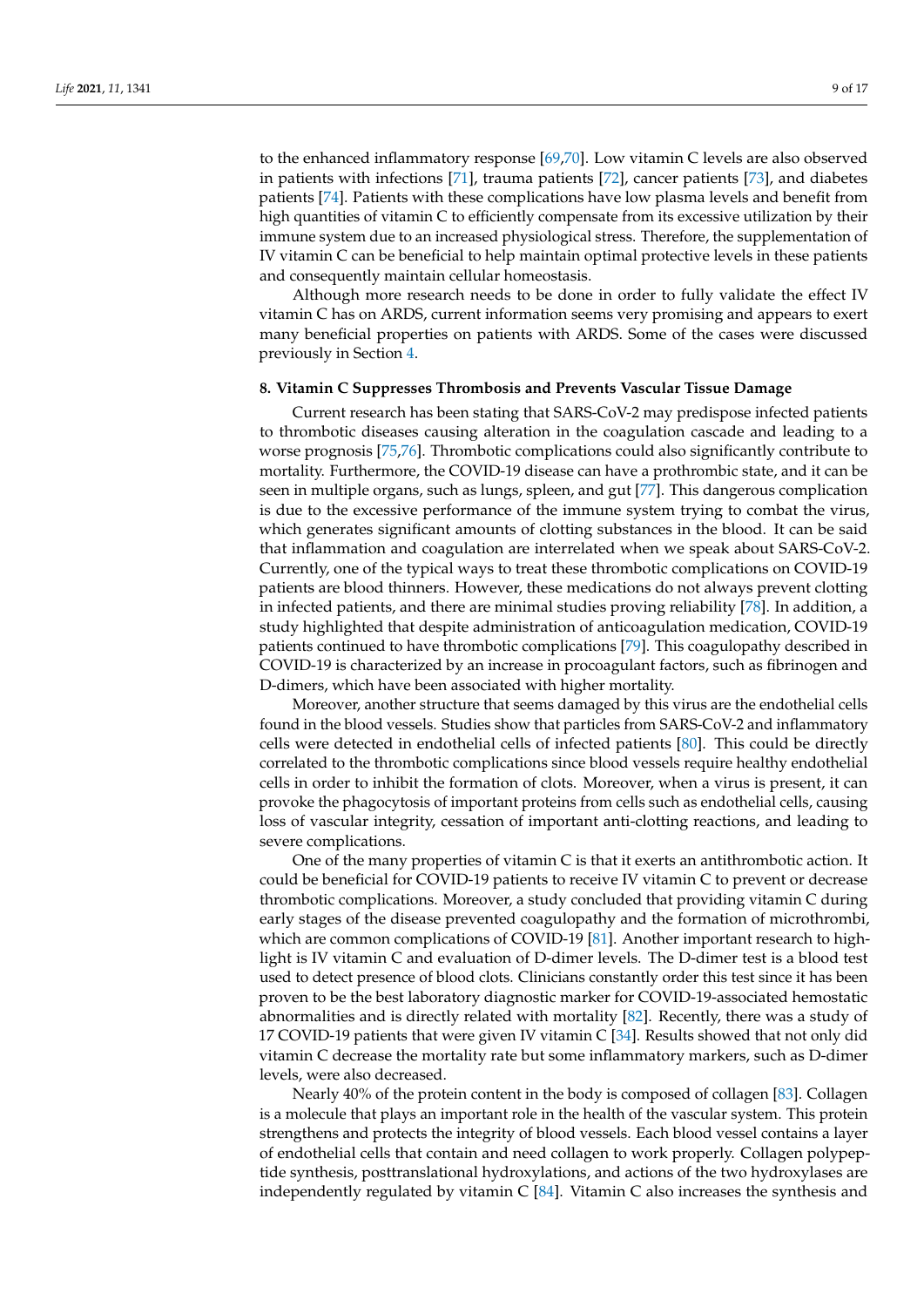to the enhanced inflammatory response [69,70]. Low vitamin C levels are also observed in patients with infections [71], trauma patients [72], cancer patients [73], and diabetes patients [74]. Patients with these complications have low plasma levels and benefit from high quantities of vitamin C to efficiently compensate from its excessive utilization by their immune system due to an increased physiological stress. Therefore, the supplementation of IV vitamin C can be beneficial to help maintain optimal protective levels in these patients and consequently maintain cellular homeostasis.

Although more research needs to be done in order to fully validate the effect IV vitamin C has on ARDS, current information seems very promising and appears to exert many beneficial properties on patients with ARDS. Some of the cases were discussed previously in Section 4.

## 8. Vitamin C Suppresses Thrombosis and Prevents Vascular Tissue Damage

Current research has been stating that SARS-CoV-2 may predispose infected patients to thrombotic diseases causing alteration in the coagulation cascade and leading to a worse prognosis [75,76]. Thrombotic complications could also significantly contribute to mortality. Furthermore, the COVID-19 disease can have a prothrombic state, and it can be seen in multiple organs, such as lungs, spleen, and gut [77]. This dangerous complication is due to the excessive performance of the immune system trying to combat the virus, which generates significant amounts of clotting substances in the blood. It can be said that inflammation and coagulation are interrelated when we speak about SARS-CoV-2. Currently, one of the typical ways to treat these thrombotic complications on COVID-19 patients are blood thinners. However, these medications do not always prevent clotting in infected patients, and there are minimal studies proving reliability [78]. In addition, a study highlighted that despite administration of anticoagulation medication, COVID-19 patients continued to have thrombotic complications [79]. This coagulopathy described in COVID-19 is characterized by an increase in procoagulant factors, such as fibrinogen and D-dimers, which have been associated with higher mortality.

Moreover, another structure that seems damaged by this virus are the endothelial cells found in the blood vessels. Studies show that particles from SARS-CoV-2 and inflammatory cells were detected in endothelial cells of infected patients [80]. This could be directly correlated to the thrombotic complications since blood vessels require healthy endothelial cells in order to inhibit the formation of clots. Moreover, when a virus is present, it can provoke the phagocytosis of important proteins from cells such as endothelial cells, causing loss of vascular integrity, cessation of important anti-clotting reactions, and leading to severe complications.

One of the many properties of vitamin C is that it exerts an antithrombotic action. It could be beneficial for COVID-19 patients to receive IV vitamin C to prevent or decrease thrombotic complications. Moreover, a study concluded that providing vitamin C during early stages of the disease prevented coagulopathy and the formation of microthrombi, which are common complications of COVID-19 [81]. Another important research to highlight is IV vitamin C and evaluation of D-dimer levels. The D-dimer test is a blood test used to detect presence of blood clots. Clinicians constantly order this test since it has been proven to be the best laboratory diagnostic marker for COVID-19-associated hemostatic abnormalities and is directly related with mortality [82]. Recently, there was a study of 17 COVID-19 patients that were given IV vitamin C [34]. Results showed that not only did vitamin C decrease the mortality rate but some inflammatory markers, such as D-dimer levels, were also decreased.

Nearly 40% of the protein content in the body is composed of collagen [83]. Collagen is a molecule that plays an important role in the health of the vascular system. This protein strengthens and protects the integrity of blood vessels. Each blood vessel contains a layer of endothelial cells that contain and need collagen to work properly. Collagen polypeptide synthesis, posttranslational hydroxylations, and actions of the two hydroxylases are independently regulated by vitamin C [84]. Vitamin C also increases the synthesis and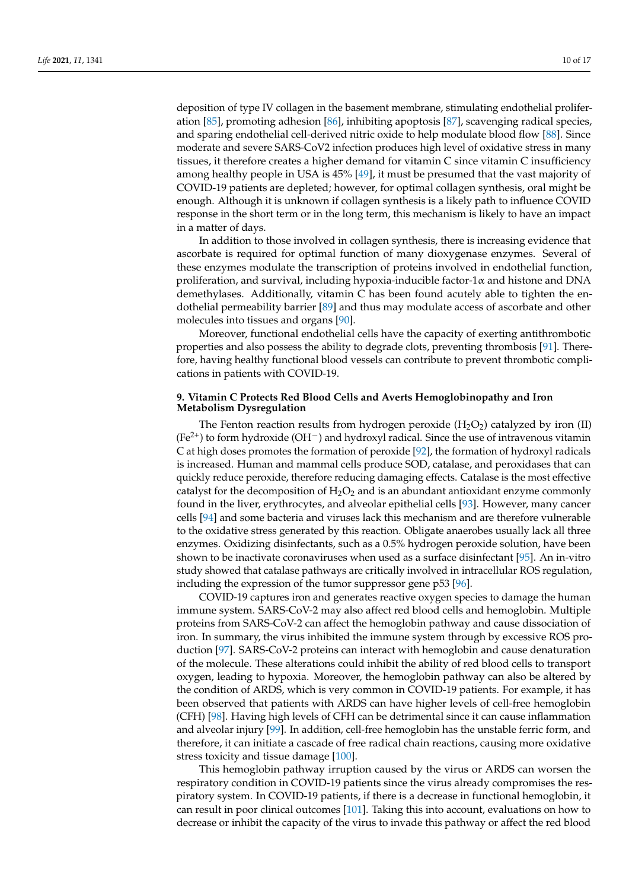deposition of type IV collagen in the basement membrane, stimulating endothelial proliferation [85], promoting adhesion [86], inhibiting apoptosis [87], scavenging radical species, and sparing endothelial cell-derived nitric oxide to help modulate blood flow [88]. Since moderate and severe SARS-CoV2 infection produces high level of oxidative stress in many tissues, it therefore creates a higher demand for vitamin C since vitamin C insufficiency among healthy people in USA is 45% [49], it must be presumed that the vast majority of COVID-19 patients are depleted; however, for optimal collagen synthesis, oral might be enough. Although it is unknown if collagen synthesis is a likely path to influence COVID response in the short term or in the long term, this mechanism is likely to have an impact in a matter of days.

In addition to those involved in collagen synthesis, there is increasing evidence that ascorbate is required for optimal function of many dioxygenase enzymes. Several of these enzymes modulate the transcription of proteins involved in endothelial function, proliferation, and survival, including hypoxia-inducible factor-1$\alpha$ and histone and DNA demethylases. Additionally, vitamin C has been found acutely able to tighten the endothelial permeability barrier [89] and thus may modulate access of ascorbate and other molecules into tissues and organs [90].

Moreover, functional endothelial cells have the capacity of exerting antithrombotic properties and also possess the ability to degrade clots, preventing thrombosis [91]. Therefore, having healthy functional blood vessels can contribute to prevent thrombotic complications in patients with COVID-19.

## 9. Vitamin C Protects Red Blood Cells and Averts Hemoglobinopathy and Iron Metabolism Dysregulation

The Fenton reaction results from hydrogen peroxide ($H_2O_2$) catalyzed by iron (II) ($Fe^{2+}$) to form hydroxide ($OH^-$) and hydroxyl radical. Since the use of intravenous vitamin C at high doses promotes the formation of peroxide [92], the formation of hydroxyl radicals is increased. Human and mammal cells produce SOD, catalase, and peroxidases that can quickly reduce peroxide, therefore reducing damaging effects. Catalase is the most effective catalyst for the decomposition of $H_2O_2$ and is an abundant antioxidant enzyme commonly found in the liver, erythrocytes, and alveolar epithelial cells [93]. However, many cancer cells [94] and some bacteria and viruses lack this mechanism and are therefore vulnerable to the oxidative stress generated by this reaction. Obligate anaerobes usually lack all three enzymes. Oxidizing disinfectants, such as a 0.5% hydrogen peroxide solution, have been shown to be inactivate coronaviruses when used as a surface disinfectant [95]. An in-vitro study showed that catalase pathways are critically involved in intracellular ROS regulation, including the expression of the tumor suppressor gene p53 [96].

COVID-19 captures iron and generates reactive oxygen species to damage the human immune system. SARS-CoV-2 may also affect red blood cells and hemoglobin. Multiple proteins from SARS-CoV-2 can affect the hemoglobin pathway and cause dissociation of iron. In summary, the virus inhibited the immune system through by excessive ROS production [97]. SARS-CoV-2 proteins can interact with hemoglobin and cause denaturation of the molecule. These alterations could inhibit the ability of red blood cells to transport oxygen, leading to hypoxia. Moreover, the hemoglobin pathway can also be altered by the condition of ARDS, which is very common in COVID-19 patients. For example, it has been observed that patients with ARDS can have higher levels of cell-free hemoglobin (CFH) [98]. Having high levels of CFH can be detrimental since it can cause inflammation and alveolar injury [99]. In addition, cell-free hemoglobin has the unstable ferric form, and therefore, it can initiate a cascade of free radical chain reactions, causing more oxidative stress toxicity and tissue damage [100].

This hemoglobin pathway irruption caused by the virus or ARDS can worsen the respiratory condition in COVID-19 patients since the virus already compromises the respiratory system. In COVID-19 patients, if there is a decrease in functional hemoglobin, it can result in poor clinical outcomes [101]. Taking this into account, evaluations on how to decrease or inhibit the capacity of the virus to invade this pathway or affect the red blood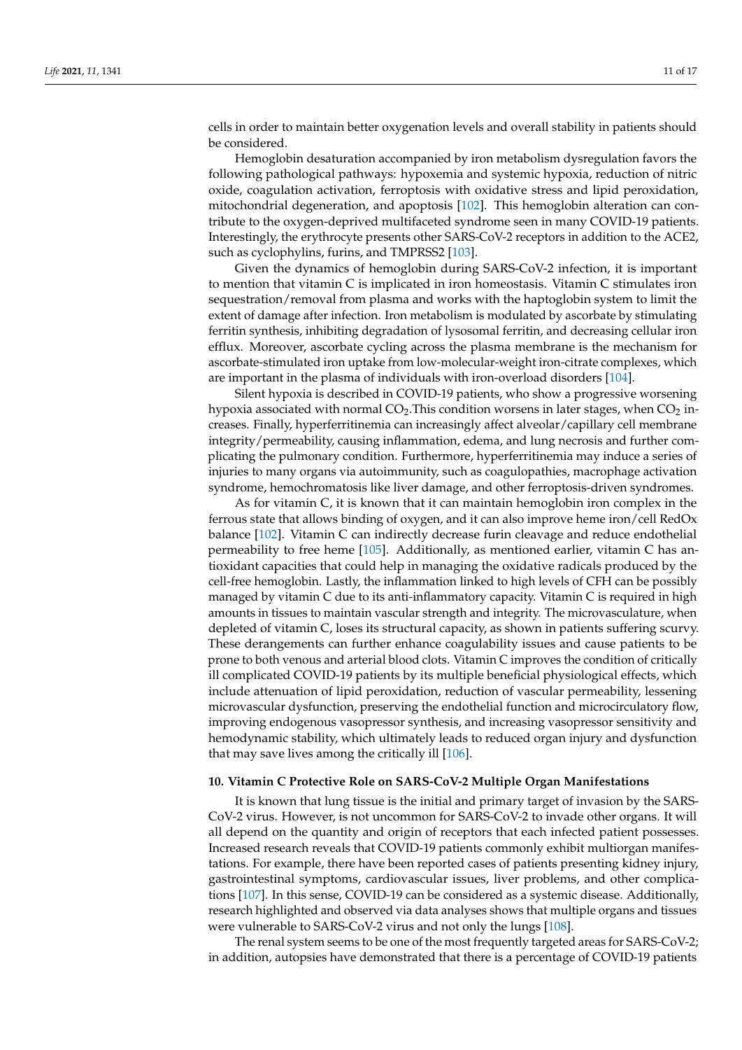cells in order to maintain better oxygenation levels and overall stability in patients should be considered.

Hemoglobin desaturation accompanied by iron metabolism dysregulation favors the following pathological pathways: hypoxemia and systemic hypoxia, reduction of nitric oxide, coagulation activation, ferroptosis with oxidative stress and lipid peroxidation, mitochondrial degeneration, and apoptosis [102]. This hemoglobin alteration can contribute to the oxygen-deprived multifaceted syndrome seen in many COVID-19 patients. Interestingly, the erythrocyte presents other SARS-CoV-2 receptors in addition to the ACE2, such as cyclophylins, furins, and TMPRSS2 [103].

Given the dynamics of hemoglobin during SARS-CoV-2 infection, it is important to mention that vitamin C is implicated in iron homeostasis. Vitamin C stimulates iron sequestration/removal from plasma and works with the haptoglobin system to limit the extent of damage after infection. Iron metabolism is modulated by ascorbate by stimulating ferritin synthesis, inhibiting degradation of lysosomal ferritin, and decreasing cellular iron efflux. Moreover, ascorbate cycling across the plasma membrane is the mechanism for ascorbate-stimulated iron uptake from low-molecular-weight iron-citrate complexes, which are important in the plasma of individuals with iron-overload disorders [104].

Silent hypoxia is described in COVID-19 patients, who show a progressive worsening hypoxia associated with normal $CO_2$.This condition worsens in later stages, when $CO_2$ increases. Finally, hyperferritinemia can increasingly affect alveolar/capillary cell membrane integrity/permeability, causing inflammation, edema, and lung necrosis and further complicating the pulmonary condition. Furthermore, hyperferritinemia may induce a series of injuries to many organs via autoimmunity, such as coagulopathies, macrophage activation syndrome, hemochromatosis like liver damage, and other ferroptosis-driven syndromes.

As for vitamin C, it is known that it can maintain hemoglobin iron complex in the ferrous state that allows binding of oxygen, and it can also improve heme iron/cell RedOx balance [102]. Vitamin C can indirectly decrease furin cleavage and reduce endothelial permeability to free heme [105]. Additionally, as mentioned earlier, vitamin C has antioxidant capacities that could help in managing the oxidative radicals produced by the cell-free hemoglobin. Lastly, the inflammation linked to high levels of CFH can be possibly managed by vitamin C due to its anti-inflammatory capacity. Vitamin C is required in high amounts in tissues to maintain vascular strength and integrity. The microvasculature, when depleted of vitamin C, loses its structural capacity, as shown in patients suffering scurvy. These derangements can further enhance coagulability issues and cause patients to be prone to both venous and arterial blood clots. Vitamin C improves the condition of critically ill complicated COVID-19 patients by its multiple beneficial physiological effects, which include attenuation of lipid peroxidation, reduction of vascular permeability, lessening microvascular dysfunction, preserving the endothelial function and microcirculatory flow, improving endogenous vasopressor synthesis, and increasing vasopressor sensitivity and hemodynamic stability, which ultimately leads to reduced organ injury and dysfunction that may save lives among the critically ill [106].

## 10. Vitamin C Protective Role on SARS-CoV-2 Multiple Organ Manifestations

It is known that lung tissue is the initial and primary target of invasion by the SARS-CoV-2 virus. However, is not uncommon for SARS-CoV-2 to invade other organs. It will all depend on the quantity and origin of receptors that each infected patient possesses. Increased research reveals that COVID-19 patients commonly exhibit multiorgan manifestations. For example, there have been reported cases of patients presenting kidney injury, gastrointestinal symptoms, cardiovascular issues, liver problems, and other complications [107]. In this sense, COVID-19 can be considered as a systemic disease. Additionally, research highlighted and observed via data analyses shows that multiple organs and tissues were vulnerable to SARS-CoV-2 virus and not only the lungs [108].

The renal system seems to be one of the most frequently targeted areas for SARS-CoV-2; in addition, autopsies have demonstrated that there is a percentage of COVID-19 patients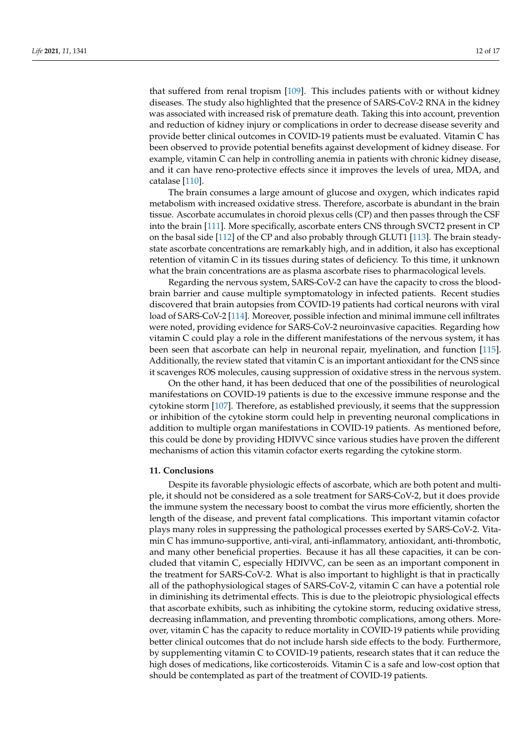that suffered from renal tropism [109]. This includes patients with or without kidney diseases. The study also highlighted that the presence of SARS-CoV-2 RNA in the kidney was associated with increased risk of premature death. Taking this into account, prevention and reduction of kidney injury or complications in order to decrease disease severity and provide better clinical outcomes in COVID-19 patients must be evaluated. Vitamin C has been observed to provide potential benefits against development of kidney disease. For example, vitamin C can help in controlling anemia in patients with chronic kidney disease, and it can have reno-protective effects since it improves the levels of urea, MDA, and catalase [110].

The brain consumes a large amount of glucose and oxygen, which indicates rapid metabolism with increased oxidative stress. Therefore, ascorbate is abundant in the brain tissue. Ascorbate accumulates in choroid plexus cells (CP) and then passes through the CSF into the brain [111]. More specifically, ascorbate enters CNS through SVCT2 present in CP on the basal side [112] of the CP and also probably through GLUT1 [113]. The brain steady-state ascorbate concentrations are remarkably high, and in addition, it also has exceptional retention of vitamin C in its tissues during states of deficiency. To this time, it unknown what the brain concentrations are as plasma ascorbate rises to pharmacological levels.

Regarding the nervous system, SARS-CoV-2 can have the capacity to cross the blood-brain barrier and cause multiple symptomatology in infected patients. Recent studies discovered that brain autopsies from COVID-19 patients had cortical neurons with viral load of SARS-CoV-2 [114]. Moreover, possible infection and minimal immune cell infiltrates were noted, providing evidence for SARS-CoV-2 neuroinvasive capacities. Regarding how vitamin C could play a role in the different manifestations of the nervous system, it has been seen that ascorbate can help in neuronal repair, myelination, and function [115]. Additionally, the review stated that vitamin C is an important antioxidant for the CNS since it scavenges ROS molecules, causing suppression of oxidative stress in the nervous system.

On the other hand, it has been deduced that one of the possibilities of neurological manifestations on COVID-19 patients is due to the excessive immune response and the cytokine storm [107]. Therefore, as established previously, it seems that the suppression or inhibition of the cytokine storm could help in preventing neuronal complications in addition to multiple organ manifestations in COVID-19 patients. As mentioned before, this could be done by providing HDIVVC since various studies have proven the different mechanisms of action this vitamin cofactor exerts regarding the cytokine storm.

## 11. Conclusions

Despite its favorable physiologic effects of ascorbate, which are both potent and multiple, it should not be considered as a sole treatment for SARS-CoV-2, but it does provide the immune system the necessary boost to combat the virus more efficiently, shorten the length of the disease, and prevent fatal complications. This important vitamin cofactor plays many roles in suppressing the pathological processes exerted by SARS-CoV-2. Vitamin C has immuno-supportive, anti-viral, anti-inflammatory, antioxidant, anti-thrombotic, and many other beneficial properties. Because it has all these capacities, it can be concluded that vitamin C, especially HDIVVC, can be seen as an important component in the treatment for SARS-CoV-2. What is also important to highlight is that in practically all of the pathophysiological stages of SARS-CoV-2, vitamin C can have a potential role in diminishing its detrimental effects. This is due to the pleiotropic physiological effects that ascorbate exhibits, such as inhibiting the cytokine storm, reducing oxidative stress, decreasing inflammation, and preventing thrombotic complications, among others. Moreover, vitamin C has the capacity to reduce mortality in COVID-19 patients while providing better clinical outcomes that do not include harsh side effects to the body. Furthermore, by supplementing vitamin C to COVID-19 patients, research states that it can reduce the high doses of medications, like corticosteroids. Vitamin C is a safe and low-cost option that should be contemplated as part of the treatment of COVID-19 patients.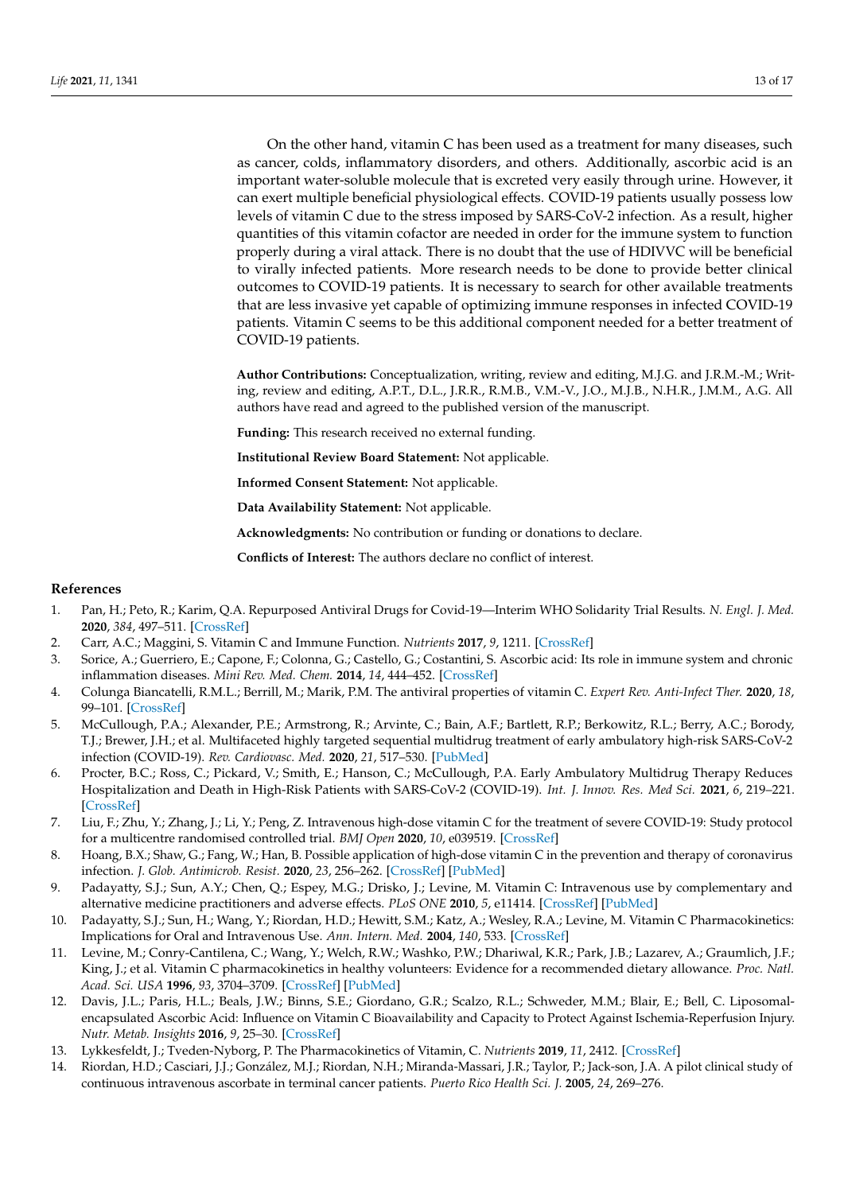On the other hand, vitamin C has been used as a treatment for many diseases, such as cancer, colds, inflammatory disorders, and others. Additionally, ascorbic acid is an important water-soluble molecule that is excreted very easily through urine. However, it can exert multiple beneficial physiological effects. COVID-19 patients usually possess low levels of vitamin C due to the stress imposed by SARS-CoV-2 infection. As a result, higher quantities of this vitamin cofactor are needed in order for the immune system to function properly during a viral attack. There is no doubt that the use of HDIVVC will be beneficial to virally infected patients. More research needs to be done to provide better clinical outcomes to COVID-19 patients. It is necessary to search for other available treatments that are less invasive yet capable of optimizing immune responses in infected COVID-19 patients. Vitamin C seems to be this additional component needed for a better treatment of COVID-19 patients.

**Author Contributions:** Conceptualization, writing, review and editing, M.J.G. and J.R.M.-M.; Writing, review and editing, A.P.T., D.L., J.R.R., R.M.B., V.M.-V., J.O., M.J.B., N.H.R., J.M.M., A.G. All authors have read and agreed to the published version of the manuscript.

**Funding:** This research received no external funding.

**Institutional Review Board Statement:** Not applicable.

**Informed Consent Statement:** Not applicable.

**Data Availability Statement:** Not applicable.

**Acknowledgments:** No contribution or funding or donations to declare.

**Conflicts of Interest:** The authors declare no conflict of interest.

## References

1. Pan, H.; Peto, R.; Karim, Q.A. Repurposed Antiviral Drugs for Covid-19—Interim WHO Solidarity Trial Results. *N. Engl. J. Med.* **2020**, *384*, 497–511. [CrossRef]
2. Carr, A.C.; Maggini, S. Vitamin C and Immune Function. *Nutrients* **2017**, *9*, 1211. [CrossRef]
3. Sorice, A.; Guerriero, E.; Capone, F.; Colonna, G.; Castello, G.; Costantini, S. Ascorbic acid: Its role in immune system and chronic inflammation diseases. *Mini Rev. Med. Chem.* **2014**, *14*, 444–452. [CrossRef]
4. Colunga Biancatelli, R.M.L.; Berrill, M.; Marik, P.M. The antiviral properties of vitamin C. *Expert Rev. Anti-Infect Ther.* **2020**, *18*, 99–101. [CrossRef]
5. McCullough, P.A.; Alexander, P.E.; Armstrong, R.; Arvinte, C.; Bain, A.F.; Bartlett, R.P.; Berkowitz, R.L.; Berry, A.C.; Borody, T.J.; Brewer, J.H.; et al. Multifaceted highly targeted sequential multidrug treatment of early ambulatory high-risk SARS-CoV-2 infection (COVID-19). *Rev. Cardiovasc. Med.* **2020**, *21*, 517–530. [PubMed]
6. Procter, B.C.; Ross, C.; Pickard, V.; Smith, E.; Hanson, C.; McCullough, P.A. Early Ambulatory Multidrug Therapy Reduces Hospitalization and Death in High-Risk Patients with SARS-CoV-2 (COVID-19). *Int. J. Innov. Res. Med Sci.* **2021**, *6*, 219–221. [CrossRef]
7. Liu, F.; Zhu, Y.; Zhang, J.; Li, Y.; Peng, Z. Intravenous high-dose vitamin C for the treatment of severe COVID-19: Study protocol for a multicentre randomised controlled trial. *BMJ Open* **2020**, *10*, e039519. [CrossRef]
8. Hoang, B.X.; Shaw, G.; Fang, W.; Han, B. Possible application of high-dose vitamin C in the prevention and therapy of coronavirus infection. *J. Glob. Antimicrob. Resist.* **2020**, *23*, 256–262. [CrossRef] [PubMed]
9. Padayatty, S.J.; Sun, A.Y.; Chen, Q.; Espey, M.G.; Drisko, J.; Levine, M. Vitamin C: Intravenous use by complementary and alternative medicine practitioners and adverse effects. *PLoS ONE* **2010**, *5*, e11414. [CrossRef] [PubMed]
10. Padayatty, S.J.; Sun, H.; Wang, Y.; Riordan, H.D.; Hewitt, S.M.; Katz, A.; Wesley, R.A.; Levine, M. Vitamin C Pharmacokinetics: Implications for Oral and Intravenous Use. *Ann. Intern. Med.* **2004**, *140*, 533. [CrossRef]
11. Levine, M.; Conry-Cantilena, C.; Wang, Y.; Welch, R.W.; Washko, P.W.; Dhariwal, K.R.; Park, J.B.; Lazarev, A.; Graumlich, J.F.; King, J.; et al. Vitamin C pharmacokinetics in healthy volunteers: Evidence for a recommended dietary allowance. *Proc. Natl. Acad. Sci. USA* **1996**, *93*, 3704–3709. [CrossRef] [PubMed]
12. Davis, J.L.; Paris, H.L.; Beals, J.W.; Binns, S.E.; Giordano, G.R.; Scalzo, R.L.; Schweder, M.M.; Blair, E.; Bell, C. Liposomal-encapsulated Ascorbic Acid: Influence on Vitamin C Bioavailability and Capacity to Protect Against Ischemia-Reperfusion Injury. *Nutr. Metab. Insights* **2016**, *9*, 25–30. [CrossRef]
13. Lykkesfeldt, J.; Tveden-Nyborg, P. The Pharmacokinetics of Vitamin, C. *Nutrients* **2019**, *11*, 2412. [CrossRef]
14. Riordan, H.D.; Casciari, J.J.; González, M.J.; Riordan, N.H.; Miranda-Massari, J.R.; Taylor, P.; Jack-son, J.A. A pilot clinical study of continuous intravenous ascorbate in terminal cancer patients. *Puerto Rico Health Sci. J.* **2005**, *24*, 269–276.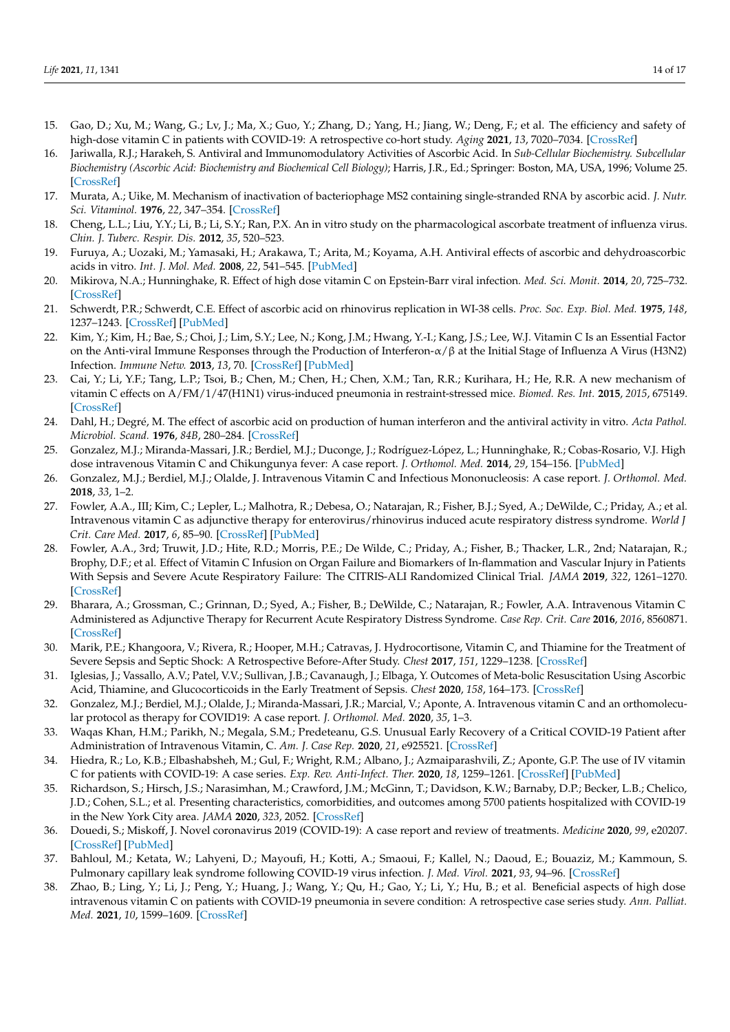15. Gao, D.; Xu, M.; Wang, G.; Lv, J.; Ma, X.; Guo, Y.; Zhang, D.; Yang, H.; Jiang, W.; Deng, F.; et al. The efficiency and safety of high-dose vitamin C in patients with COVID-19: A retrospective co-hort study. *Aging* **2021**, *13*, 7020–7034. [CrossRef]
16. Jariwalla, R.J.; Harakeh, S. Antiviral and Immunomodulatory Activities of Ascorbic Acid. In *Sub-Cellular Biochemistry. Subcellular Biochemistry (Ascorbic Acid: Biochemistry and Biochemical Cell Biology)*; Harris, J.R., Ed.; Springer: Boston, MA, USA, 1996; Volume 25. [CrossRef]
17. Murata, A.; Uike, M. Mechanism of inactivation of bacteriophage MS2 containing single-stranded RNA by ascorbic acid. *J. Nutr. Sci. Vitaminol.* **1976**, *22*, 347–354. [CrossRef]
18. Cheng, L.L.; Liu, Y.Y.; Li, B.; Li, S.Y.; Ran, P.X. An in vitro study on the pharmacological ascorbate treatment of influenza virus. *Chin. J. Tuberc. Respir. Dis.* **2012**, *35*, 520–523.
19. Furuya, A.; Uozaki, M.; Yamasaki, H.; Arakawa, T.; Arita, M.; Koyama, A.H. Antiviral effects of ascorbic and dehydroascorbic acids in vitro. *Int. J. Mol. Med.* **2008**, *22*, 541–545. [PubMed]
20. Mikirova, N.A.; Hunninghake, R. Effect of high dose vitamin C on Epstein-Barr viral infection. *Med. Sci. Monit.* **2014**, *20*, 725–732. [CrossRef]
21. Schwerdt, P.R.; Schwerdt, C.E. Effect of ascorbic acid on rhinovirus replication in WI-38 cells. *Proc. Soc. Exp. Biol. Med.* **1975**, *148*, 1237–1243. [CrossRef] [PubMed]
22. Kim, Y.; Kim, H.; Bae, S.; Choi, J.; Lim, S.Y.; Lee, N.; Kong, J.M.; Hwang, Y.-I.; Kang, J.S.; Lee, W.J. Vitamin C Is an Essential Factor on the Anti-viral Immune Responses through the Production of Interferon-α/β at the Initial Stage of Influenza A Virus (H3N2) Infection. *Immune Netw.* **2013**, *13*, 70. [CrossRef] [PubMed]
23. Cai, Y.; Li, Y.F.; Tang, L.P.; Tsoi, B.; Chen, M.; Chen, H.; Chen, X.M.; Tan, R.R.; Kurihara, H.; He, R.R. A new mechanism of vitamin C effects on A/FM/1/47(H1N1) virus-induced pneumonia in restraint-stressed mice. *Biomed. Res. Int.* **2015**, *2015*, 675149. [CrossRef]
24. Dahl, H.; Degré, M. The effect of ascorbic acid on production of human interferon and the antiviral activity in vitro. *Acta Pathol. Microbiol. Scand.* **1976**, *84B*, 280–284. [CrossRef]
25. Gonzalez, M.J.; Miranda-Massari, J.R.; Berdiel, M.J.; Duconge, J.; Rodríguez-López, L.; Hunninghake, R.; Cobas-Rosario, V.J. High dose intravenous Vitamin C and Chikungunya fever: A case report. *J. Orthomol. Med.* **2014**, *29*, 154–156. [PubMed]
26. Gonzalez, M.J.; Berdiel, M.J.; Olalde, J. Intravenous Vitamin C and Infectious Mononucleosis: A case report. *J. Orthomol. Med.* **2018**, *33*, 1–2.
27. Fowler, A.A., III; Kim, C.; Lepler, L.; Malhotra, R.; Debesa, O.; Natarajan, R.; Fisher, B.J.; Syed, A.; DeWilde, C.; Priday, A.; et al. Intravenous vitamin C as adjunctive therapy for enterovirus/rhinovirus induced acute respiratory distress syndrome. *World J Crit. Care Med.* **2017**, *6*, 85–90. [CrossRef] [PubMed]
28. Fowler, A.A., 3rd; Truwit, J.D.; Hite, R.D.; Morris, P.E.; De Wilde, C.; Priday, A.; Fisher, B.; Thacker, L.R., 2nd; Natarajan, R.; Brophy, D.F.; et al. Effect of Vitamin C Infusion on Organ Failure and Biomarkers of In-flammation and Vascular Injury in Patients With Sepsis and Severe Acute Respiratory Failure: The CITRIS-ALI Randomized Clinical Trial. *JAMA* **2019**, *322*, 1261–1270. [CrossRef]
29. Bharara, A.; Grossman, C.; Grinnan, D.; Syed, A.; Fisher, B.; DeWilde, C.; Natarajan, R.; Fowler, A.A. Intravenous Vitamin C Administered as Adjunctive Therapy for Recurrent Acute Respiratory Distress Syndrome. *Case Rep. Crit. Care* **2016**, *2016*, 8560871. [CrossRef]
30. Marik, P.E.; Khangoora, V.; Rivera, R.; Hooper, M.H.; Catravas, J. Hydrocortisone, Vitamin C, and Thiamine for the Treatment of Severe Sepsis and Septic Shock: A Retrospective Before-After Study. *Chest* **2017**, *151*, 1229–1238. [CrossRef]
31. Iglesias, J.; Vassallo, A.V.; Patel, V.V.; Sullivan, J.B.; Cavanaugh, J.; Elbaga, Y. Outcomes of Meta-bolic Resuscitation Using Ascorbic Acid, Thiamine, and Glucocorticoids in the Early Treatment of Sepsis. *Chest* **2020**, *158*, 164–173. [CrossRef]
32. Gonzalez, M.J.; Berdiel, M.J.; Olalde, J.; Miranda-Massari, J.R.; Marcial, V.; Aponte, A. Intravenous vitamin C and an orthomolecular protocol as therapy for COVID19: A case report. *J. Orthomol. Med.* **2020**, *35*, 1–3.
33. Waqas Khan, H.M.; Parikh, N.; Megala, S.M.; Predeteanu, G.S. Unusual Early Recovery of a Critical COVID-19 Patient after Administration of Intravenous Vitamin, C. *Am. J. Case Rep.* **2020**, *21*, e925521. [CrossRef]
34. Hiedra, R.; Lo, K.B.; Elbashabsheh, M.; Gul, F.; Wright, R.M.; Albano, J.; Azmaiparashvili, Z.; Aponte, G.P. The use of IV vitamin C for patients with COVID-19: A case series. *Exp. Rev. Anti-Infect. Ther.* **2020**, *18*, 1259–1261. [CrossRef] [PubMed]
35. Richardson, S.; Hirsch, J.S.; Narasimhan, M.; Crawford, J.M.; McGinn, T.; Davidson, K.W.; Barnaby, D.P.; Becker, L.B.; Chelico, J.D.; Cohen, S.L.; et al. Presenting characteristics, comorbidities, and outcomes among 5700 patients hospitalized with COVID-19 in the New York City area. *JAMA* **2020**, *323*, 2052. [CrossRef]
36. Douedi, S.; Miskoff, J. Novel coronavirus 2019 (COVID-19): A case report and review of treatments. *Medicine* **2020**, *99*, e20207. [CrossRef] [PubMed]
37. Bahloul, M.; Ketata, W.; Lahyeni, D.; Mayoufi, H.; Kotti, A.; Smaoui, F.; Kallel, N.; Daoud, E.; Bouaziz, M.; Kammoun, S. Pulmonary capillary leak syndrome following COVID-19 virus infection. *J. Med. Virol.* **2021**, *93*, 94–96. [CrossRef]
38. Zhao, B.; Ling, Y.; Li, J.; Peng, Y.; Huang, J.; Wang, Y.; Qu, H.; Gao, Y.; Li, Y.; Hu, B.; et al. Beneficial aspects of high dose intravenous vitamin C on patients with COVID-19 pneumonia in severe condition: A retrospective case series study. *Ann. Palliat. Med.* **2021**, *10*, 1599–1609. [CrossRef]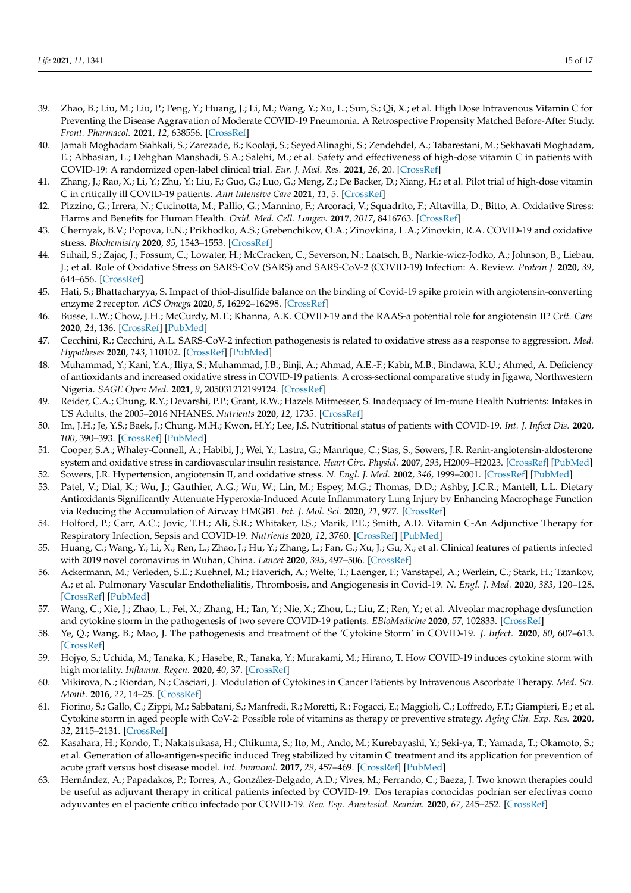39. Zhao, B.; Liu, M.; Liu, P.; Peng, Y.; Huang, J.; Li, M.; Wang, Y.; Xu, L.; Sun, S.; Qi, X.; et al. High Dose Intravenous Vitamin C for Preventing the Disease Aggravation of Moderate COVID-19 Pneumonia. A Retrospective Propensity Matched Before-After Study. *Front. Pharmacol.* **2021**, *12*, 638556. [CrossRef]
40. Jamali Moghadam Siahkali, S.; Zarezade, B.; Koolaji, S.; SeyedAlinaghi, S.; Zendehdel, A.; Tabarestani, M.; Sekhavati Moghadam, E.; Abbasian, L.; Dehghan Manshadi, S.A.; Salehi, M.; et al. Safety and effectiveness of high-dose vitamin C in patients with COVID-19: A randomized open-label clinical trial. *Eur. J. Med. Res.* **2021**, *26*, 20. [CrossRef]
41. Zhang, J.; Rao, X.; Li, Y.; Zhu, Y.; Liu, F.; Guo, G.; Luo, G.; Meng, Z.; De Backer, D.; Xiang, H.; et al. Pilot trial of high-dose vitamin C in critically ill COVID-19 patients. *Ann Intensive Care* **2021**, *11*, 5. [CrossRef]
42. Pizzino, G.; Irrera, N.; Cucinotta, M.; Pallio, G.; Mannino, F.; Arcoraci, V.; Squadrito, F.; Altavilla, D.; Bitto, A. Oxidative Stress: Harms and Benefits for Human Health. *Oxid. Med. Cell. Longev.* **2017**, *2017*, 8416763. [CrossRef]
43. Chernyak, B.V.; Popova, E.N.; Prikhodko, A.S.; Grebenchikov, O.A.; Zinovkina, L.A.; Zinovkin, R.A. COVID-19 and oxidative stress. *Biochemistry* **2020**, *85*, 1543–1553. [CrossRef]
44. Suhail, S.; Zajac, J.; Fossum, C.; Lowater, H.; McCracken, C.; Severson, N.; Laatsch, B.; Narkie-wicz-Jodko, A.; Johnson, B.; Liebau, J.; et al. Role of Oxidative Stress on SARS-CoV (SARS) and SARS-CoV-2 (COVID-19) Infection: A. Review. *Protein J.* **2020**, *39*, 644–656. [CrossRef]
45. Hati, S.; Bhattacharyya, S. Impact of thiol-disulfide balance on the binding of Covid-19 spike protein with angiotensin-converting enzyme 2 receptor. *ACS Omega* **2020**, *5*, 16292–16298. [CrossRef]
46. Busse, L.W.; Chow, J.H.; McCurdy, M.T.; Khanna, A.K. COVID-19 and the RAAS-a potential role for angiotensin II? *Crit. Care* **2020**, *24*, 136. [CrossRef] [PubMed]
47. Cecchini, R.; Cecchini, A.L. SARS-CoV-2 infection pathogenesis is related to oxidative stress as a response to aggression. *Med. Hypotheses* **2020**, *143*, 110102. [CrossRef] [PubMed]
48. Muhammad, Y.; Kani, Y.A.; Iliya, S.; Muhammad, J.B.; Binji, A.; Ahmad, A.E.-F.; Kabir, M.B.; Bindawa, K.U.; Ahmed, A. Deficiency of antioxidants and increased oxidative stress in COVID-19 patients: A cross-sectional comparative study in Jigawa, Northwestern Nigeria. *SAGE Open Med.* **2021**, *9*, 205031212199124. [CrossRef]
49. Reider, C.A.; Chung, R.Y.; Devarshi, P.P.; Grant, R.W.; Hazels Mitmesser, S. Inadequacy of Im-mune Health Nutrients: Intakes in US Adults, the 2005–2016 NHANES. *Nutrients* **2020**, *12*, 1735. [CrossRef]
50. Im, J.H.; Je, Y.S.; Baek, J.; Chung, M.H.; Kwon, H.Y.; Lee, J.S. Nutritional status of patients with COVID-19. *Int. J. Infect Dis.* **2020**, *100*, 390–393. [CrossRef] [PubMed]
51. Cooper, S.A.; Whaley-Connell, A.; Habibi, J.; Wei, Y.; Lastra, G.; Manrique, C.; Stas, S.; Sowers, J.R. Renin-angiotensin-aldosterone system and oxidative stress in cardiovascular insulin resistance. *Heart Circ. Physiol.* **2007**, *293*, H2009–H2023. [CrossRef] [PubMed]
52. Sowers, J.R. Hypertension, angiotensin II, and oxidative stress. *N. Engl. J. Med.* **2002**, *346*, 1999–2001. [CrossRef] [PubMed]
53. Patel, V.; Dial, K.; Wu, J.; Gauthier, A.G.; Wu, W.; Lin, M.; Espey, M.G.; Thomas, D.D.; Ashby, J.C.R.; Mantell, L.L. Dietary Antioxidants Significantly Attenuate Hyperoxia-Induced Acute Inflammatory Lung Injury by Enhancing Macrophage Function via Reducing the Accumulation of Airway HMGB1. *Int. J. Mol. Sci.* **2020**, *21*, 977. [CrossRef]
54. Holford, P.; Carr, A.C.; Jovic, T.H.; Ali, S.R.; Whitaker, I.S.; Marik, P.E.; Smith, A.D. Vitamin C-An Adjunctive Therapy for Respiratory Infection, Sepsis and COVID-19. *Nutrients* **2020**, *12*, 3760. [CrossRef] [PubMed]
55. Huang, C.; Wang, Y.; Li, X.; Ren, L.; Zhao, J.; Hu, Y.; Zhang, L.; Fan, G.; Xu, J.; Gu, X.; et al. Clinical features of patients infected with 2019 novel coronavirus in Wuhan, China. *Lancet* **2020**, *395*, 497–506. [CrossRef]
56. Ackermann, M.; Verleden, S.E.; Kuehnel, M.; Haverich, A.; Welte, T.; Laenger, F.; Vanstapel, A.; Werlein, C.; Stark, H.; Tzankov, A.; et al. Pulmonary Vascular Endothelialitis, Thrombosis, and Angiogenesis in Covid-19. *N. Engl. J. Med.* **2020**, *383*, 120–128. [CrossRef] [PubMed]
57. Wang, C.; Xie, J.; Zhao, L.; Fei, X.; Zhang, H.; Tan, Y.; Nie, X.; Zhou, L.; Liu, Z.; Ren, Y.; et al. Alveolar macrophage dysfunction and cytokine storm in the pathogenesis of two severe COVID-19 patients. *EBioMedicine* **2020**, *57*, 102833. [CrossRef]
58. Ye, Q.; Wang, B.; Mao, J. The pathogenesis and treatment of the 'Cytokine Storm' in COVID-19. *J. Infect.* **2020**, *80*, 607–613. [CrossRef]
59. Hojyo, S.; Uchida, M.; Tanaka, K.; Hasebe, R.; Tanaka, Y.; Murakami, M.; Hirano, T. How COVID-19 induces cytokine storm with high mortality. *Inflamm. Regen.* **2020**, *40*, 37. [CrossRef]
60. Mikirova, N.; Riordan, N.; Casciari, J. Modulation of Cytokines in Cancer Patients by Intravenous Ascorbate Therapy. *Med. Sci. Monit.* **2016**, *22*, 14–25. [CrossRef]
61. Fiorino, S.; Gallo, C.; Zippi, M.; Sabbatani, S.; Manfredi, R.; Moretti, R.; Fogacci, E.; Maggioli, C.; Loffredo, F.T.; Giampieri, E.; et al. Cytokine storm in aged people with CoV-2: Possible role of vitamins as therapy or preventive strategy. *Aging Clin. Exp. Res.* **2020**, *32*, 2115–2131. [CrossRef]
62. Kasahara, H.; Kondo, T.; Nakatsukasa, H.; Chikuma, S.; Ito, M.; Ando, M.; Kurebayashi, Y.; Seki-ya, T.; Yamada, T.; Okamoto, S.; et al. Generation of allo-antigen-specific induced Treg stabilized by vitamin C treatment and its application for prevention of acute graft versus host disease model. *Int. Immunol.* **2017**, *29*, 457–469. [CrossRef] [PubMed]
63. Hernández, A.; Papadakos, P.; Torres, A.; González-Delgado, A.D.; Vives, M.; Ferrando, C.; Baeza, J. Two known therapies could be useful as adjuvant therapy in critical patients infected by COVID-19. Dos terapias conocidas podrían ser efectivas como adyuvantes en el paciente crítico infectado por COVID-19. *Rev. Esp. Anestesiol. Reanim.* **2020**, *67*, 245–252. [CrossRef]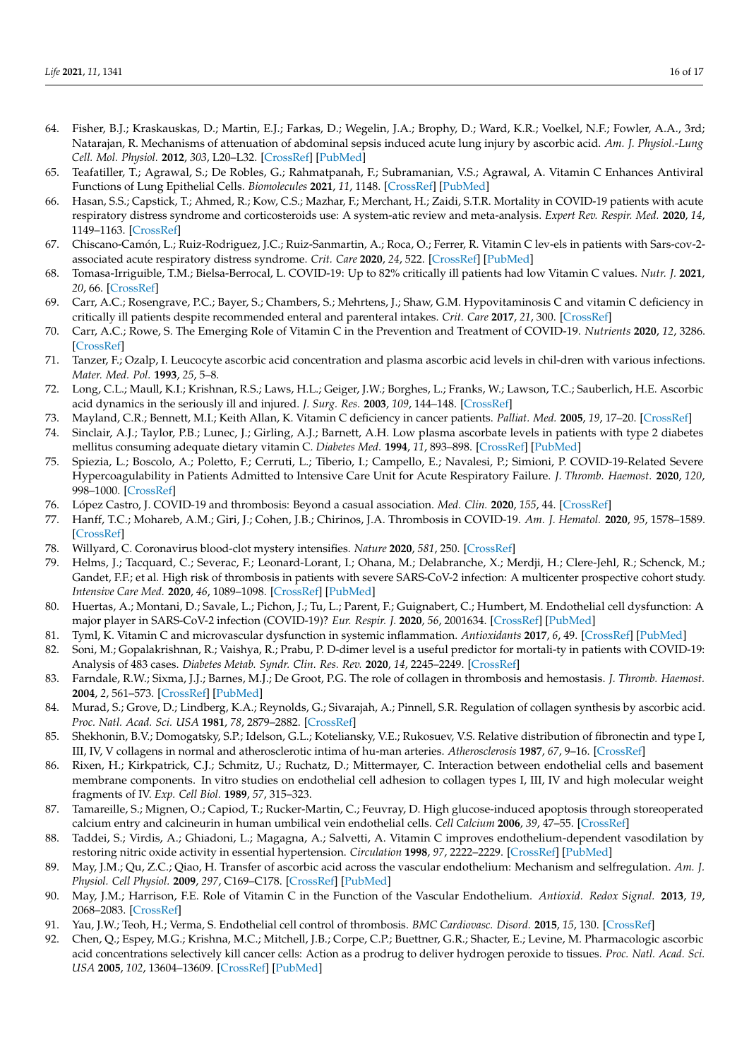64. Fisher, B.J.; Kraskauskas, D.; Martin, E.J.; Farkas, D.; Wegelin, J.A.; Brophy, D.; Ward, K.R.; Voelkel, N.F.; Fowler, A.A., 3rd; Natarajan, R. Mechanisms of attenuation of abdominal sepsis induced acute lung injury by ascorbic acid. *Am. J. Physiol.-Lung Cell. Mol. Physiol.* **2012**, *303*, L20–L32. [CrossRef] [PubMed]
65. Teafatiller, T.; Agrawal, S.; De Robles, G.; Rahmatpanah, F.; Subramanian, V.S.; Agrawal, A. Vitamin C Enhances Antiviral Functions of Lung Epithelial Cells. *Biomolecules* **2021**, *11*, 1148. [CrossRef] [PubMed]
66. Hasan, S.S.; Capstick, T.; Ahmed, R.; Kow, C.S.; Mazhar, F.; Merchant, H.; Zaidi, S.T.R. Mortality in COVID-19 patients with acute respiratory distress syndrome and corticosteroids use: A system-atic review and meta-analysis. *Expert Rev. Respir. Med.* **2020**, *14*, 1149–1163. [CrossRef]
67. Chiscano-Camón, L.; Ruiz-Rodriguez, J.C.; Ruiz-Sanmartin, A.; Roca, O.; Ferrer, R. Vitamin C lev-els in patients with Sars-cov-2-associated acute respiratory distress syndrome. *Crit. Care* **2020**, *24*, 522. [CrossRef] [PubMed]
68. Tomasa-Irriguible, T.M.; Bielsa-Berrocal, L. COVID-19: Up to 82% critically ill patients had low Vitamin C values. *Nutr. J.* **2021**, *20*, 66. [CrossRef]
69. Carr, A.C.; Rosengrave, P.C.; Bayer, S.; Chambers, S.; Mehrtens, J.; Shaw, G.M. Hypovitaminosis C and vitamin C deficiency in critically ill patients despite recommended enteral and parenteral intakes. *Crit. Care* **2017**, *21*, 300. [CrossRef]
70. Carr, A.C.; Rowe, S. The Emerging Role of Vitamin C in the Prevention and Treatment of COVID-19. *Nutrients* **2020**, *12*, 3286. [CrossRef]
71. Tanzer, F.; Ozalp, I. Leucocyte ascorbic acid concentration and plasma ascorbic acid levels in chil-dren with various infections. *Mater. Med. Pol.* **1993**, *25*, 5–8.
72. Long, C.L.; Maull, K.I.; Krishnan, R.S.; Laws, H.L.; Geiger, J.W.; Borghes, L.; Franks, W.; Lawson, T.C.; Sauberlich, H.E. Ascorbic acid dynamics in the seriously ill and injured. *J. Surg. Res.* **2003**, *109*, 144–148. [CrossRef]
73. Mayland, C.R.; Bennett, M.I.; Keith Allan, K. Vitamin C deficiency in cancer patients. *Palliat. Med.* **2005**, *19*, 17–20. [CrossRef]
74. Sinclair, A.J.; Taylor, P.B.; Lunec, J.; Girling, A.J.; Barnett, A.H. Low plasma ascorbate levels in patients with type 2 diabetes mellitus consuming adequate dietary vitamin C. *Diabetes Med.* **1994**, *11*, 893–898. [CrossRef] [PubMed]
75. Spiezia, L.; Boscolo, A.; Poletto, F.; Cerruti, L.; Tiberio, I.; Campello, E.; Navalesi, P.; Simioni, P. COVID-19-Related Severe Hypercoagulability in Patients Admitted to Intensive Care Unit for Acute Respiratory Failure. *J. Thromb. Haemost.* **2020**, *120*, 998–1000. [CrossRef]
76. López Castro, J. COVID-19 and thrombosis: Beyond a casual association. *Med. Clin.* **2020**, *155*, 44. [CrossRef]
77. Hanff, T.C.; Mohareb, A.M.; Giri, J.; Cohen, J.B.; Chirinos, J.A. Thrombosis in COVID-19. *Am. J. Hematol.* **2020**, *95*, 1578–1589. [CrossRef]
78. Willyard, C. Coronavirus blood-clot mystery intensifies. *Nature* **2020**, *581*, 250. [CrossRef]
79. Helms, J.; Tacquard, C.; Severac, F.; Leonard-Lorant, I.; Ohana, M.; Delabranche, X.; Merdji, H.; Clere-Jehl, R.; Schenck, M.; Gandet, F.F.; et al. High risk of thrombosis in patients with severe SARS-CoV-2 infection: A multicenter prospective cohort study. *Intensive Care Med.* **2020**, *46*, 1089–1098. [CrossRef] [PubMed]
80. Huertas, A.; Montani, D.; Savale, L.; Pichon, J.; Tu, L.; Parent, F.; Guignabert, C.; Humbert, M. Endothelial cell dysfunction: A major player in SARS-CoV-2 infection (COVID-19)? *Eur. Respir. J.* **2020**, *56*, 2001634. [CrossRef] [PubMed]
81. Tyml, K. Vitamin C and microvascular dysfunction in systemic inflammation. *Antioxidants* **2017**, *6*, 49. [CrossRef] [PubMed]
82. Soni, M.; Gopalakrishnan, R.; Vaishya, R.; Prabu, P. D-dimer level is a useful predictor for mortali-ty in patients with COVID-19: Analysis of 483 cases. *Diabetes Metab. Syndr. Clin. Res. Rev.* **2020**, *14*, 2245–2249. [CrossRef]
83. Farndale, R.W.; Sixma, J.J.; Barnes, M.J.; De Groot, P.G. The role of collagen in thrombosis and hemostasis. *J. Thromb. Haemost.* **2004**, *2*, 561–573. [CrossRef] [PubMed]
84. Murad, S.; Grove, D.; Lindberg, K.A.; Reynolds, G.; Sivarajah, A.; Pinnell, S.R. Regulation of collagen synthesis by ascorbic acid. *Proc. Natl. Acad. Sci. USA* **1981**, *78*, 2879–2882. [CrossRef]
85. Shekhonin, B.V.; Domogatsky, S.P.; Idelson, G.L.; Koteliansky, V.E.; Rukosuev, V.S. Relative distribution of fibronectin and type I, III, IV, V collagens in normal and atherosclerotic intima of hu-man arteries. *Atherosclerosis* **1987**, *67*, 9–16. [CrossRef]
86. Rixen, H.; Kirkpatrick, C.J.; Schmitz, U.; Ruchatz, D.; Mittermayer, C. Interaction between endothelial cells and basement membrane components. In vitro studies on endothelial cell adhesion to collagen types I, III, IV and high molecular weight fragments of IV. *Exp. Cell Biol.* **1989**, *57*, 315–323.
87. Tamareille, S.; Mignen, O.; Capiod, T.; Rucker-Martin, C.; Feuvray, D. High glucose-induced apoptosis through storeoperated calcium entry and calcineurin in human umbilical vein endothelial cells. *Cell Calcium* **2006**, *39*, 47–55. [CrossRef]
88. Taddei, S.; Virdis, A.; Ghiadoni, L.; Magagna, A.; Salvetti, A. Vitamin C improves endothelium-dependent vasodilation by restoring nitric oxide activity in essential hypertension. *Circulation* **1998**, *97*, 2222–2229. [CrossRef] [PubMed]
89. May, J.M.; Qu, Z.C.; Qiao, H. Transfer of ascorbic acid across the vascular endothelium: Mechanism and selfregulation. *Am. J. Physiol. Cell Physiol.* **2009**, *297*, C169–C178. [CrossRef] [PubMed]
90. May, J.M.; Harrison, F.E. Role of Vitamin C in the Function of the Vascular Endothelium. *Antioxid. Redox Signal.* **2013**, *19*, 2068–2083. [CrossRef]
91. Yau, J.W.; Teoh, H.; Verma, S. Endothelial cell control of thrombosis. *BMC Cardiovasc. Disord.* **2015**, *15*, 130. [CrossRef]
92. Chen, Q.; Espey, M.G.; Krishna, M.C.; Mitchell, J.B.; Corpe, C.P.; Buettner, G.R.; Shacter, E.; Levine, M. Pharmacologic ascorbic acid concentrations selectively kill cancer cells: Action as a prodrug to deliver hydrogen peroxide to tissues. *Proc. Natl. Acad. Sci. USA* **2005**, *102*, 13604–13609. [CrossRef] [PubMed]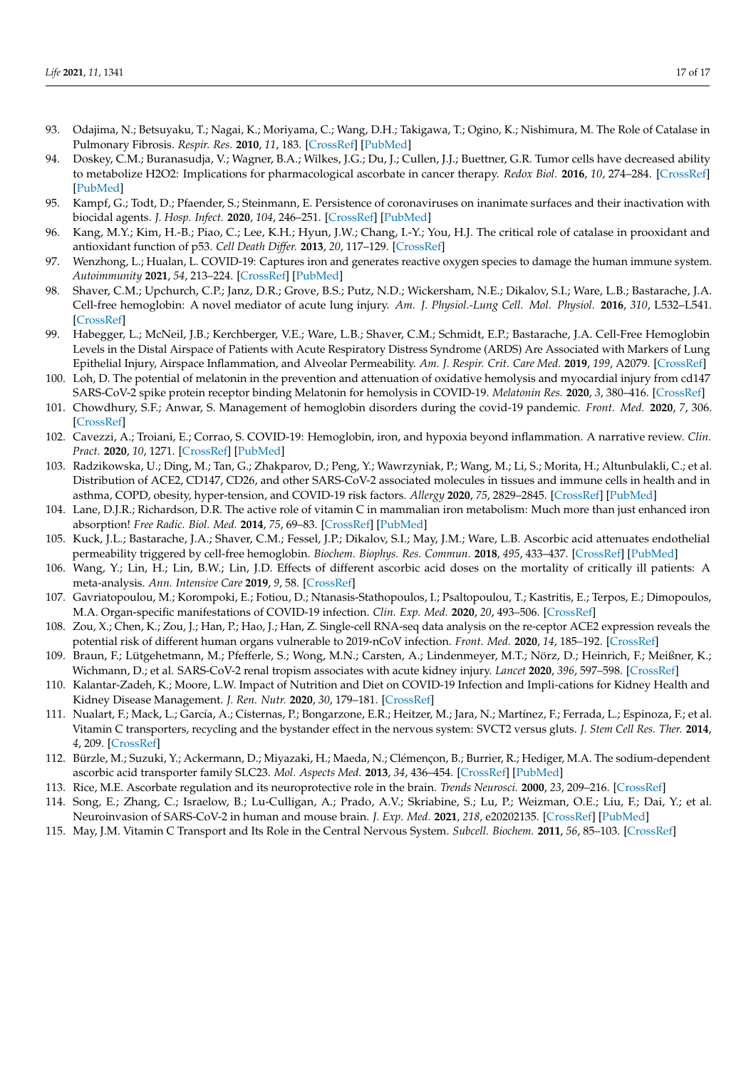93. Odajima, N.; Betsuyaku, T.; Nagai, K.; Moriyama, C.; Wang, D.H.; Takigawa, T.; Ogino, K.; Nishimura, M. The Role of Catalase in Pulmonary Fibrosis. *Respir. Res.* **2010**, *11*, 183. [CrossRef] [PubMed]
94. Doskey, C.M.; Buranasudja, V.; Wagner, B.A.; Wilkes, J.G.; Du, J.; Cullen, J.J.; Buettner, G.R. Tumor cells have decreased ability to metabolize H2O2: Implications for pharmacological ascorbate in cancer therapy. *Redox Biol.* **2016**, *10*, 274–284. [CrossRef] [PubMed]
95. Kampf, G.; Todt, D.; Pfaender, S.; Steinmann, E. Persistence of coronaviruses on inanimate surfaces and their inactivation with biocidal agents. *J. Hosp. Infect.* **2020**, *104*, 246–251. [CrossRef] [PubMed]
96. Kang, M.Y.; Kim, H.-B.; Piao, C.; Lee, K.H.; Hyun, J.W.; Chang, I.-Y.; You, H.J. The critical role of catalase in prooxidant and antioxidant function of p53. *Cell Death Differ.* **2013**, *20*, 117–129. [CrossRef]
97. Wenzhong, L.; Hualan, L. COVID-19: Captures iron and generates reactive oxygen species to damage the human immune system. *Autoimmunity* **2021**, *54*, 213–224. [CrossRef] [PubMed]
98. Shaver, C.M.; Upchurch, C.P.; Janz, D.R.; Grove, B.S.; Putz, N.D.; Wickersham, N.E.; Dikalov, S.I.; Ware, L.B.; Bastarache, J.A. Cell-free hemoglobin: A novel mediator of acute lung injury. *Am. J. Physiol.-Lung Cell. Mol. Physiol.* **2016**, *310*, L532–L541. [CrossRef]
99. Habegger, L.; McNeil, J.B.; Kerchberger, V.E.; Ware, L.B.; Shaver, C.M.; Schmidt, E.P.; Bastarache, J.A. Cell-Free Hemoglobin Levels in the Distal Airspace of Patients with Acute Respiratory Distress Syndrome (ARDS) Are Associated with Markers of Lung Epithelial Injury, Airspace Inflammation, and Alveolar Permeability. *Am. J. Respir. Crit. Care Med.* **2019**, *199*, A2079. [CrossRef]
100. Loh, D. The potential of melatonin in the prevention and attenuation of oxidative hemolysis and myocardial injury from cd147 SARS-CoV-2 spike protein receptor binding Melatonin for hemolysis in COVID-19. *Melatonin Res.* **2020**, *3*, 380–416. [CrossRef]
101. Chowdhury, S.F.; Anwar, S. Management of hemoglobin disorders during the covid-19 pandemic. *Front. Med.* **2020**, *7*, 306. [CrossRef]
102. Cavezzi, A.; Troiani, E.; Corrao, S. COVID-19: Hemoglobin, iron, and hypoxia beyond inflammation. A narrative review. *Clin. Pract.* **2020**, *10*, 1271. [CrossRef] [PubMed]
103. Radzikowska, U.; Ding, M.; Tan, G.; Zhakparov, D.; Peng, Y.; Wawrzyniak, P.; Wang, M.; Li, S.; Morita, H.; Altunbulakli, C.; et al. Distribution of ACE2, CD147, CD26, and other SARS-CoV-2 associated molecules in tissues and immune cells in health and in asthma, COPD, obesity, hyper-tension, and COVID-19 risk factors. *Allergy* **2020**, *75*, 2829–2845. [CrossRef] [PubMed]
104. Lane, D.J.R.; Richardson, D.R. The active role of vitamin C in mammalian iron metabolism: Much more than just enhanced iron absorption! *Free Radic. Biol. Med.* **2014**, *75*, 69–83. [CrossRef] [PubMed]
105. Kuck, J.L.; Bastarache, J.A.; Shaver, C.M.; Fessel, J.P.; Dikalov, S.I.; May, J.M.; Ware, L.B. Ascorbic acid attenuates endothelial permeability triggered by cell-free hemoglobin. *Biochem. Biophys. Res. Commun.* **2018**, *495*, 433–437. [CrossRef] [PubMed]
106. Wang, Y.; Lin, H.; Lin, B.W.; Lin, J.D. Effects of different ascorbic acid doses on the mortality of critically ill patients: A meta-analysis. *Ann. Intensive Care* **2019**, *9*, 58. [CrossRef]
107. Gavriatopoulou, M.; Korompoki, E.; Fotiou, D.; Ntanasis-Stathopoulos, I.; Psaltopoulou, T.; Kastritis, E.; Terpos, E.; Dimopoulos, M.A. Organ-specific manifestations of COVID-19 infection. *Clin. Exp. Med.* **2020**, *20*, 493–506. [CrossRef]
108. Zou, X.; Chen, K.; Zou, J.; Han, P.; Hao, J.; Han, Z. Single-cell RNA-seq data analysis on the re-ceptor ACE2 expression reveals the potential risk of different human organs vulnerable to 2019-nCoV infection. *Front. Med.* **2020**, *14*, 185–192. [CrossRef]
109. Braun, F.; Lütgehetmann, M.; Pfefferle, S.; Wong, M.N.; Carsten, A.; Lindenmeyer, M.T.; Nörz, D.; Heinrich, F.; Meißner, K.; Wichmann, D.; et al. SARS-CoV-2 renal tropism associates with acute kidney injury. *Lancet* **2020**, *396*, 597–598. [CrossRef]
110. Kalantar-Zadeh, K.; Moore, L.W. Impact of Nutrition and Diet on COVID-19 Infection and Impli-cations for Kidney Health and Kidney Disease Management. *J. Ren. Nutr.* **2020**, *30*, 179–181. [CrossRef]
111. Nualart, F.; Mack, L.; García, A.; Cisternas, P.; Bongarzone, E.R.; Heitzer, M.; Jara, N.; Martínez, F.; Ferrada, L.; Espinoza, F.; et al. Vitamin C transporters, recycling and the bystander effect in the nervous system: SVCT2 versus gluts. *J. Stem Cell Res. Ther.* **2014**, *4*, 209. [CrossRef]
112. Bürzle, M.; Suzuki, Y.; Ackermann, D.; Miyazaki, H.; Maeda, N.; Clémençon, B.; Burrier, R.; Hediger, M.A. The sodium-dependent ascorbic acid transporter family SLC23. *Mol. Aspects Med.* **2013**, *34*, 436–454. [CrossRef] [PubMed]
113. Rice, M.E. Ascorbate regulation and its neuroprotective role in the brain. *Trends Neurosci.* **2000**, *23*, 209–216. [CrossRef]
114. Song, E.; Zhang, C.; Israelow, B.; Lu-Culligan, A.; Prado, A.V.; Skriabine, S.; Lu, P.; Weizman, O.E.; Liu, F.; Dai, Y.; et al. Neuroinvasion of SARS-CoV-2 in human and mouse brain. *J. Exp. Med.* **2021**, *218*, e20202135. [CrossRef] [PubMed]
115. May, J.M. Vitamin C Transport and Its Role in the Central Nervous System. *Subcell. Biochem.* **2011**, *56*, 85–103. [CrossRef]